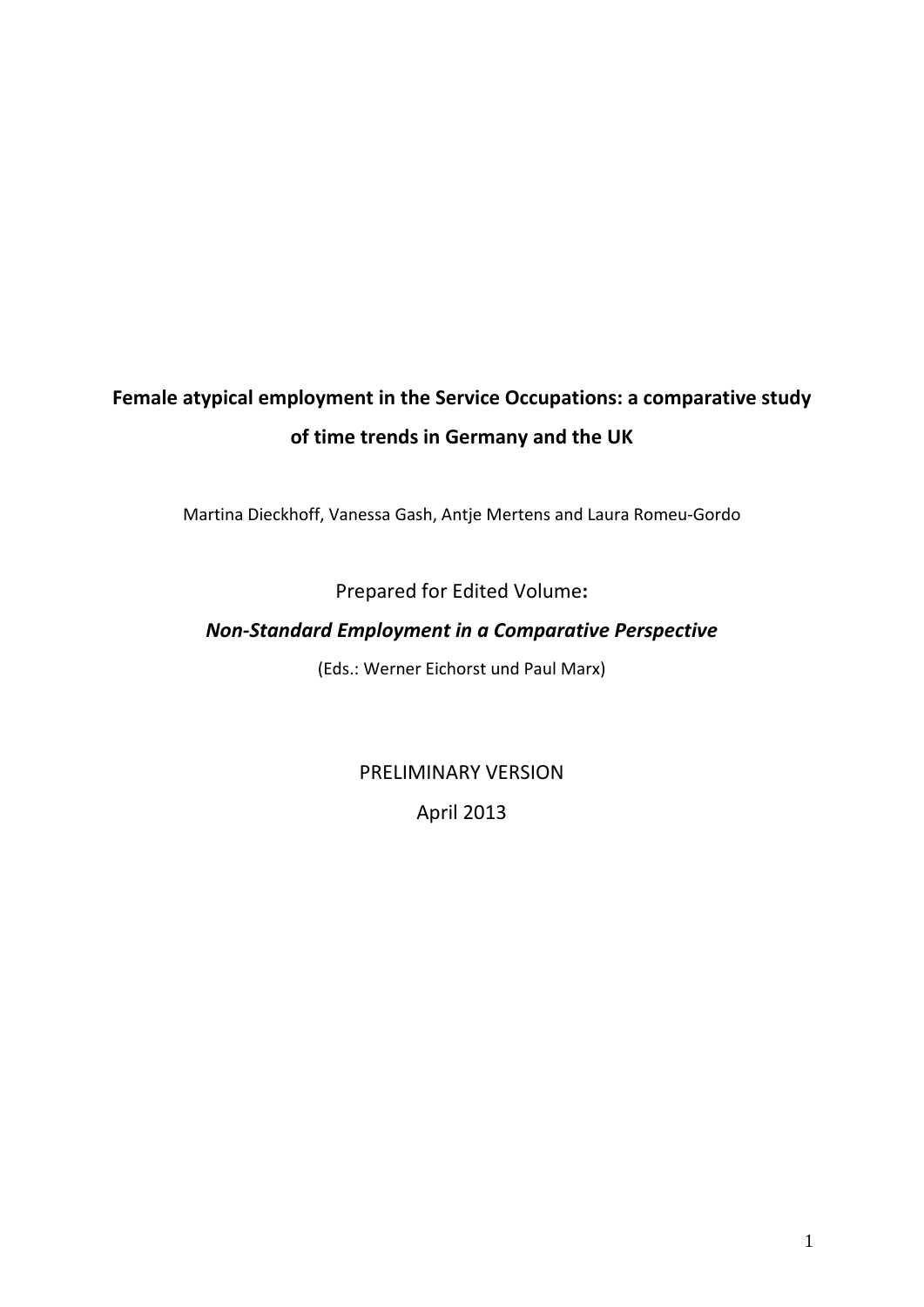# Female atypical employment in the Service Occupations: a comparative study of time trends in Germany and the UK

Martina Dieckhoff, Vanessa Gash, Antje Mertens and Laura Romeu-Gordo

Prepared for Edited Volume**:**

***Non-Standard Employment in a Comparative Perspective***

(Eds.: Werner Eichorst und Paul Marx)

PRELIMINARY VERSION

April 2013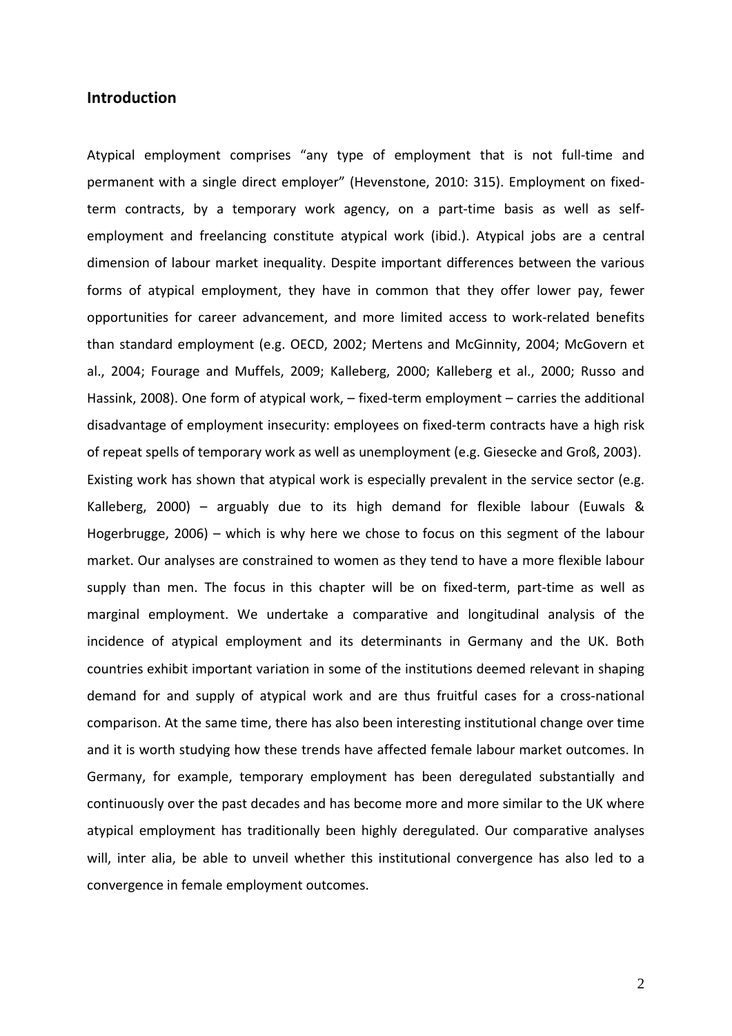## Introduction

Atypical employment comprises “any type of employment that is not full-time and permanent with a single direct employer” (Hevenstone, 2010: 315). Employment on fixed-term contracts, by a temporary work agency, on a part-time basis as well as self-employment and freelancing constitute atypical work (ibid.). Atypical jobs are a central dimension of labour market inequality. Despite important differences between the various forms of atypical employment, they have in common that they offer lower pay, fewer opportunities for career advancement, and more limited access to work-related benefits than standard employment (e.g. OECD, 2002; Mertens and McGinnity, 2004; McGovern et al., 2004; Fourage and Muffels, 2009; Kalleberg, 2000; Kalleberg et al., 2000; Russo and Hassink, 2008). One form of atypical work, – fixed-term employment – carries the additional disadvantage of employment insecurity: employees on fixed-term contracts have a high risk of repeat spells of temporary work as well as unemployment (e.g. Giesecke and Groß, 2003). Existing work has shown that atypical work is especially prevalent in the service sector (e.g. Kalleberg, 2000) – arguably due to its high demand for flexible labour (Euwals & Hogerbrugge, 2006) – which is why here we chose to focus on this segment of the labour market. Our analyses are constrained to women as they tend to have a more flexible labour supply than men. The focus in this chapter will be on fixed-term, part-time as well as marginal employment. We undertake a comparative and longitudinal analysis of the incidence of atypical employment and its determinants in Germany and the UK. Both countries exhibit important variation in some of the institutions deemed relevant in shaping demand for and supply of atypical work and are thus fruitful cases for a cross-national comparison. At the same time, there has also been interesting institutional change over time and it is worth studying how these trends have affected female labour market outcomes. In Germany, for example, temporary employment has been deregulated substantially and continuously over the past decades and has become more and more similar to the UK where atypical employment has traditionally been highly deregulated. Our comparative analyses will, inter alia, be able to unveil whether this institutional convergence has also led to a convergence in female employment outcomes.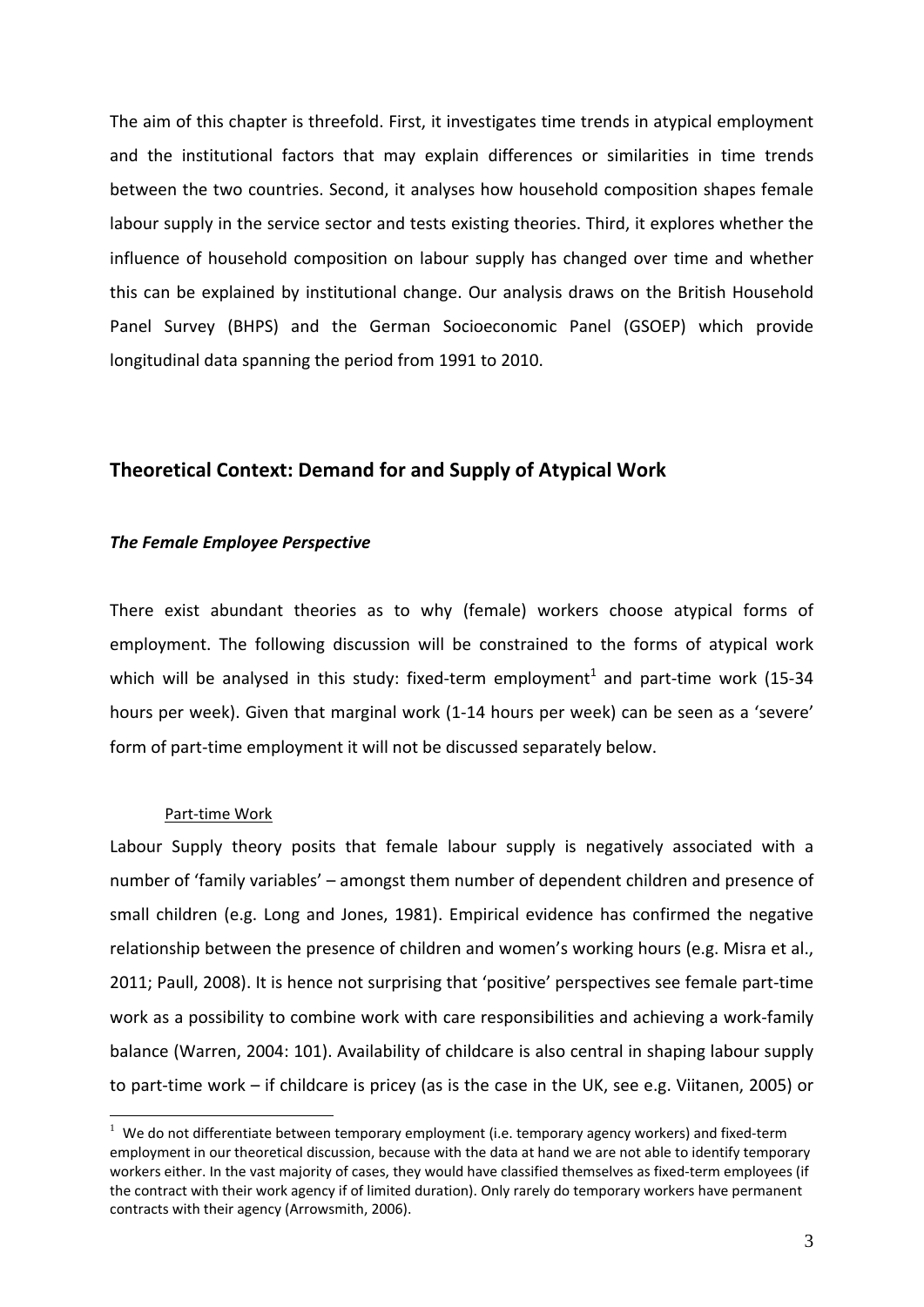The aim of this chapter is threefold. First, it investigates time trends in atypical employment and the institutional factors that may explain differences or similarities in time trends between the two countries. Second, it analyses how household composition shapes female labour supply in the service sector and tests existing theories. Third, it explores whether the influence of household composition on labour supply has changed over time and whether this can be explained by institutional change. Our analysis draws on the British Household Panel Survey (BHPS) and the German Socioeconomic Panel (GSOEP) which provide longitudinal data spanning the period from 1991 to 2010.

## Theoretical Context: Demand for and Supply of Atypical Work

### *The Female Employee Perspective*

There exist abundant theories as to why (female) workers choose atypical forms of employment. The following discussion will be constrained to the forms of atypical work which will be analysed in this study: fixed-term employment[1] and part-time work (15-34 hours per week). Given that marginal work (1-14 hours per week) can be seen as a 'severe' form of part-time employment it will not be discussed separately below.

#### Part-time Work

Labour Supply theory posits that female labour supply is negatively associated with a number of 'family variables' – amongst them number of dependent children and presence of small children (e.g. Long and Jones, 1981). Empirical evidence has confirmed the negative relationship between the presence of children and women's working hours (e.g. Misra et al., 2011; Paull, 2008). It is hence not surprising that 'positive' perspectives see female part-time work as a possibility to combine work with care responsibilities and achieving a work-family balance (Warren, 2004: 101). Availability of childcare is also central in shaping labour supply to part-time work – if childcare is pricey (as is the case in the UK, see e.g. Viitanen, 2005) or

[1] We do not differentiate between temporary employment (i.e. temporary agency workers) and fixed-term employment in our theoretical discussion, because with the data at hand we are not able to identify temporary workers either. In the vast majority of cases, they would have classified themselves as fixed-term employees (if the contract with their work agency if of limited duration). Only rarely do temporary workers have permanent contracts with their agency (Arrowsmith, 2006).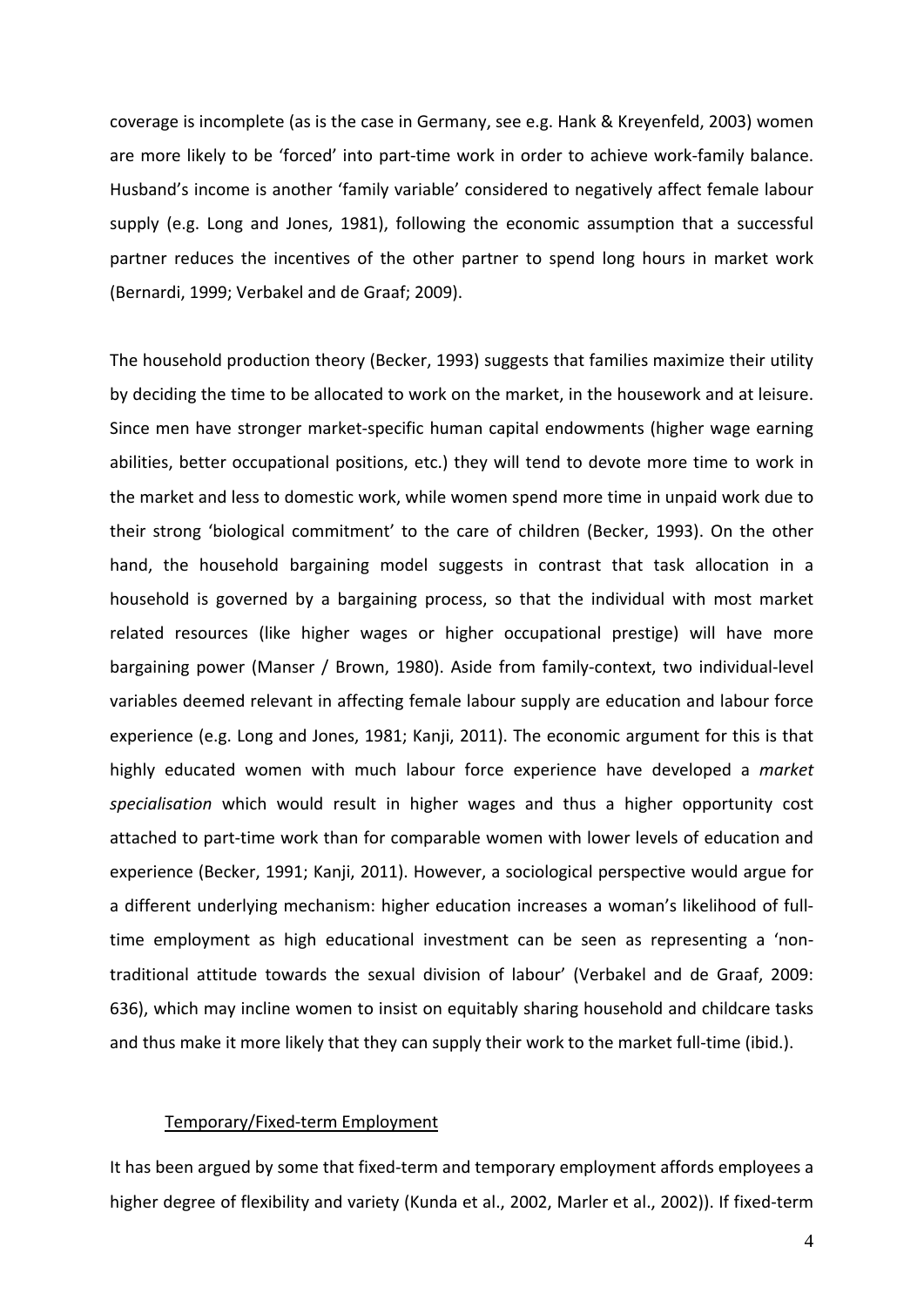coverage is incomplete (as is the case in Germany, see e.g. Hank & Kreyenfeld, 2003) women are more likely to be 'forced' into part-time work in order to achieve work-family balance. Husband's income is another 'family variable' considered to negatively affect female labour supply (e.g. Long and Jones, 1981), following the economic assumption that a successful partner reduces the incentives of the other partner to spend long hours in market work (Bernardi, 1999; Verbakel and de Graaf; 2009).

The household production theory (Becker, 1993) suggests that families maximize their utility by deciding the time to be allocated to work on the market, in the housework and at leisure. Since men have stronger market-specific human capital endowments (higher wage earning abilities, better occupational positions, etc.) they will tend to devote more time to work in the market and less to domestic work, while women spend more time in unpaid work due to their strong 'biological commitment' to the care of children (Becker, 1993). On the other hand, the household bargaining model suggests in contrast that task allocation in a household is governed by a bargaining process, so that the individual with most market related resources (like higher wages or higher occupational prestige) will have more bargaining power (Manser / Brown, 1980). Aside from family-context, two individual-level variables deemed relevant in affecting female labour supply are education and labour force experience (e.g. Long and Jones, 1981; Kanji, 2011). The economic argument for this is that highly educated women with much labour force experience have developed a *market specialisation* which would result in higher wages and thus a higher opportunity cost attached to part-time work than for comparable women with lower levels of education and experience (Becker, 1991; Kanji, 2011). However, a sociological perspective would argue for a different underlying mechanism: higher education increases a woman's likelihood of full-time employment as high educational investment can be seen as representing a 'non-traditional attitude towards the sexual division of labour' (Verbakel and de Graaf, 2009: 636), which may incline women to insist on equitably sharing household and childcare tasks and thus make it more likely that they can supply their work to the market full-time (ibid.).

Temporary/Fixed-term Employment

It has been argued by some that fixed-term and temporary employment affords employees a higher degree of flexibility and variety (Kunda et al., 2002, Marler et al., 2002)). If fixed-term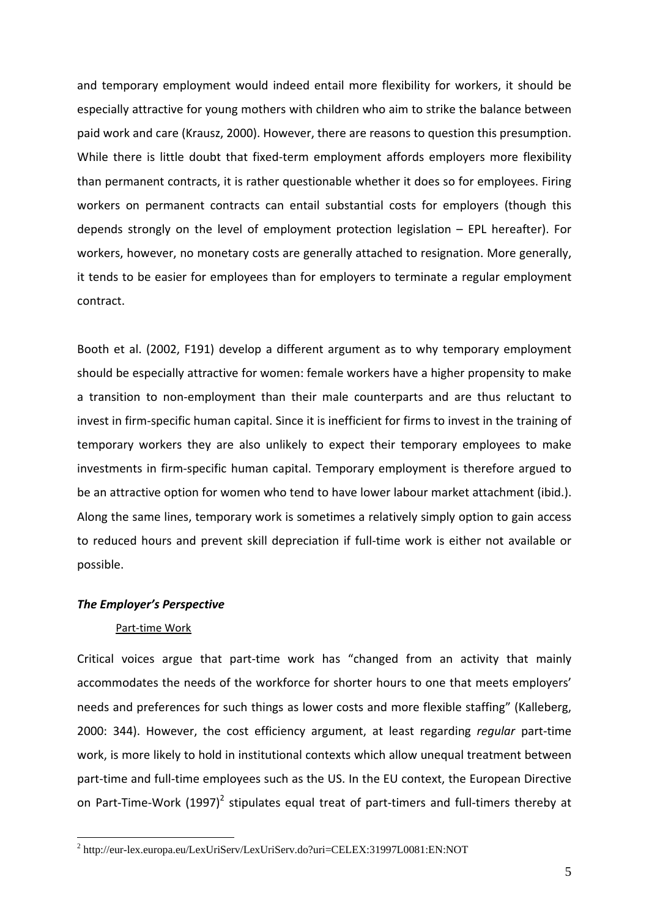and temporary employment would indeed entail more flexibility for workers, it should be especially attractive for young mothers with children who aim to strike the balance between paid work and care (Krausz, 2000). However, there are reasons to question this presumption. While there is little doubt that fixed-term employment affords employers more flexibility than permanent contracts, it is rather questionable whether it does so for employees. Firing workers on permanent contracts can entail substantial costs for employers (though this depends strongly on the level of employment protection legislation – EPL hereafter). For workers, however, no monetary costs are generally attached to resignation. More generally, it tends to be easier for employees than for employers to terminate a regular employment contract.

Booth et al. (2002, F191) develop a different argument as to why temporary employment should be especially attractive for women: female workers have a higher propensity to make a transition to non-employment than their male counterparts and are thus reluctant to invest in firm-specific human capital. Since it is inefficient for firms to invest in the training of temporary workers they are also unlikely to expect their temporary employees to make investments in firm-specific human capital. Temporary employment is therefore argued to be an attractive option for women who tend to have lower labour market attachment (ibid.). Along the same lines, temporary work is sometimes a relatively simply option to gain access to reduced hours and prevent skill depreciation if full-time work is either not available or possible.

### ***The Employer's Perspective***

#### Part-time Work

Critical voices argue that part-time work has "changed from an activity that mainly accommodates the needs of the workforce for shorter hours to one that meets employers' needs and preferences for such things as lower costs and more flexible staffing" (Kalleberg, 2000: 344). However, the cost efficiency argument, at least regarding *regular* part-time work, is more likely to hold in institutional contexts which allow unequal treatment between part-time and full-time employees such as the US. In the EU context, the European Directive on Part-Time-Work (1997)[2] stipulates equal treat of part-timers and full-timers thereby at

[2] http://eur-lex.europa.eu/LexUriServ/LexUriServ.do?uri=CELEX:31997L0081:EN:NOT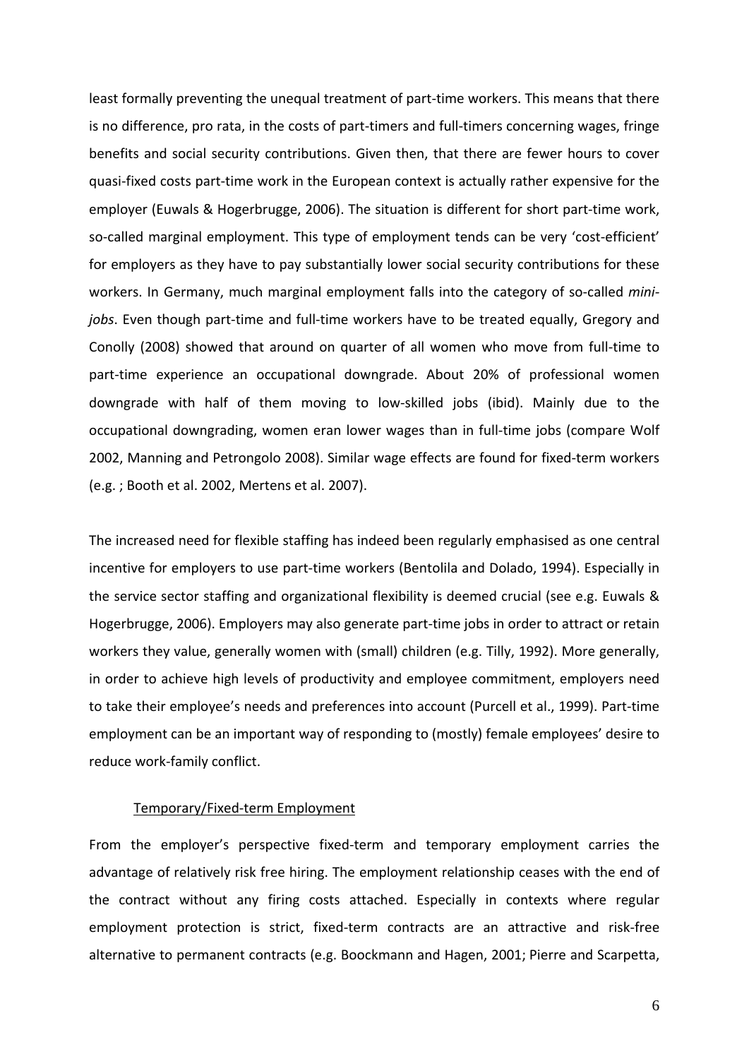least formally preventing the unequal treatment of part-time workers. This means that there is no difference, pro rata, in the costs of part-timers and full-timers concerning wages, fringe benefits and social security contributions. Given then, that there are fewer hours to cover quasi-fixed costs part-time work in the European context is actually rather expensive for the employer (Euwals & Hogerbrugge, 2006). The situation is different for short part-time work, so-called marginal employment. This type of employment tends can be very 'cost-efficient' for employers as they have to pay substantially lower social security contributions for these workers. In Germany, much marginal employment falls into the category of so-called *mini-jobs*. Even though part-time and full-time workers have to be treated equally, Gregory and Conolly (2008) showed that around on quarter of all women who move from full-time to part-time experience an occupational downgrade. About 20% of professional women downgrade with half of them moving to low-skilled jobs (ibid). Mainly due to the occupational downgrading, women eran lower wages than in full-time jobs (compare Wolf 2002, Manning and Petrongolo 2008). Similar wage effects are found for fixed-term workers (e.g. ; Booth et al. 2002, Mertens et al. 2007).

The increased need for flexible staffing has indeed been regularly emphasised as one central incentive for employers to use part-time workers (Bentolila and Dolado, 1994). Especially in the service sector staffing and organizational flexibility is deemed crucial (see e.g. Euwals & Hogerbrugge, 2006). Employers may also generate part-time jobs in order to attract or retain workers they value, generally women with (small) children (e.g. Tilly, 1992). More generally, in order to achieve high levels of productivity and employee commitment, employers need to take their employee's needs and preferences into account (Purcell et al., 1999). Part-time employment can be an important way of responding to (mostly) female employees' desire to reduce work-family conflict.

Temporary/Fixed-term Employment

From the employer's perspective fixed-term and temporary employment carries the advantage of relatively risk free hiring. The employment relationship ceases with the end of the contract without any firing costs attached. Especially in contexts where regular employment protection is strict, fixed-term contracts are an attractive and risk-free alternative to permanent contracts (e.g. Boockmann and Hagen, 2001; Pierre and Scarpetta,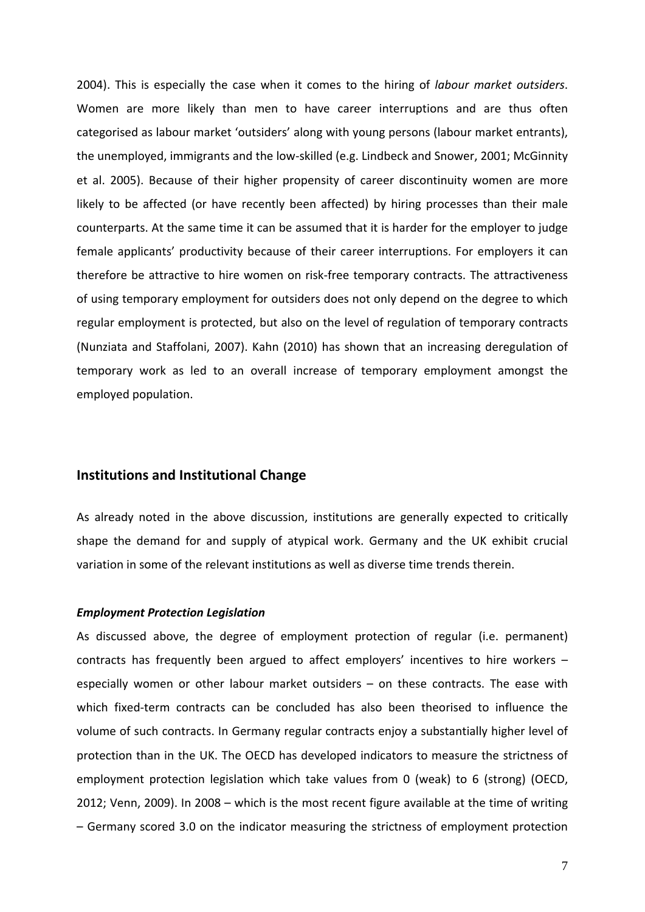2004). This is especially the case when it comes to the hiring of *labour market outsiders*. Women are more likely than men to have career interruptions and are thus often categorised as labour market 'outsiders' along with young persons (labour market entrants), the unemployed, immigrants and the low-skilled (e.g. Lindbeck and Snower, 2001; McGinnity et al. 2005). Because of their higher propensity of career discontinuity women are more likely to be affected (or have recently been affected) by hiring processes than their male counterparts. At the same time it can be assumed that it is harder for the employer to judge female applicants' productivity because of their career interruptions. For employers it can therefore be attractive to hire women on risk-free temporary contracts. The attractiveness of using temporary employment for outsiders does not only depend on the degree to which regular employment is protected, but also on the level of regulation of temporary contracts (Nunziata and Staffolani, 2007). Kahn (2010) has shown that an increasing deregulation of temporary work as led to an overall increase of temporary employment amongst the employed population.

## Institutions and Institutional Change

As already noted in the above discussion, institutions are generally expected to critically shape the demand for and supply of atypical work. Germany and the UK exhibit crucial variation in some of the relevant institutions as well as diverse time trends therein.

### ***Employment Protection Legislation***

As discussed above, the degree of employment protection of regular (i.e. permanent) contracts has frequently been argued to affect employers' incentives to hire workers – especially women or other labour market outsiders – on these contracts. The ease with which fixed-term contracts can be concluded has also been theorised to influence the volume of such contracts. In Germany regular contracts enjoy a substantially higher level of protection than in the UK. The OECD has developed indicators to measure the strictness of employment protection legislation which take values from 0 (weak) to 6 (strong) (OECD, 2012; Venn, 2009). In 2008 – which is the most recent figure available at the time of writing – Germany scored 3.0 on the indicator measuring the strictness of employment protection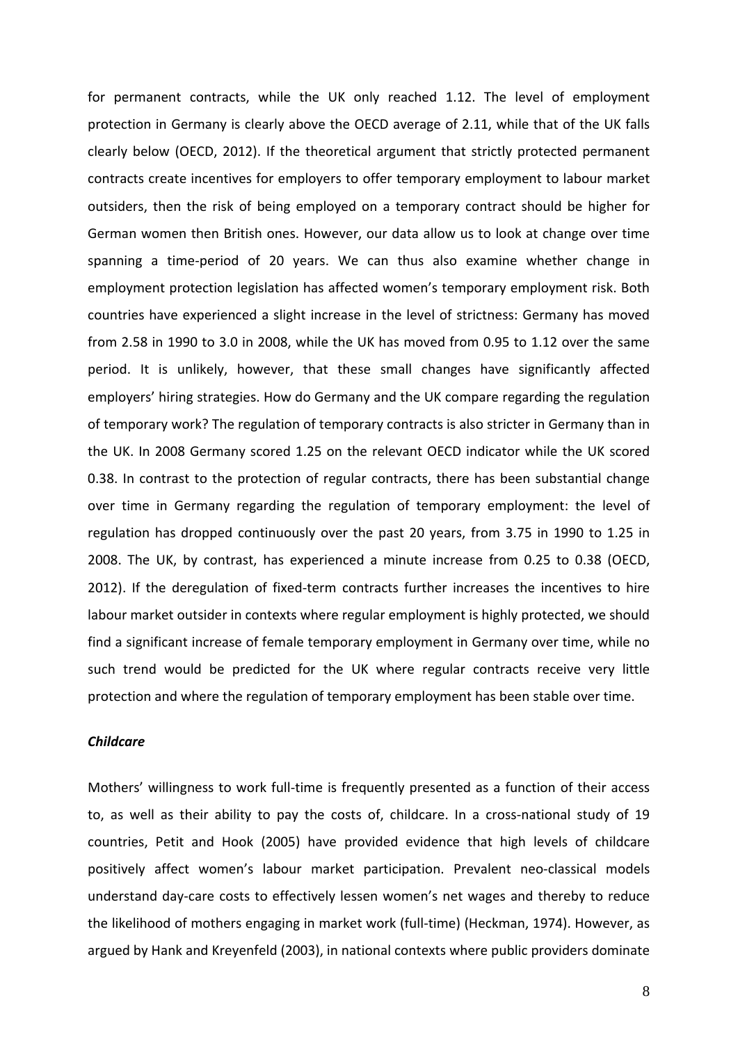for permanent contracts, while the UK only reached 1.12. The level of employment protection in Germany is clearly above the OECD average of 2.11, while that of the UK falls clearly below (OECD, 2012). If the theoretical argument that strictly protected permanent contracts create incentives for employers to offer temporary employment to labour market outsiders, then the risk of being employed on a temporary contract should be higher for German women then British ones. However, our data allow us to look at change over time spanning a time-period of 20 years. We can thus also examine whether change in employment protection legislation has affected women's temporary employment risk. Both countries have experienced a slight increase in the level of strictness: Germany has moved from 2.58 in 1990 to 3.0 in 2008, while the UK has moved from 0.95 to 1.12 over the same period. It is unlikely, however, that these small changes have significantly affected employers' hiring strategies. How do Germany and the UK compare regarding the regulation of temporary work? The regulation of temporary contracts is also stricter in Germany than in the UK. In 2008 Germany scored 1.25 on the relevant OECD indicator while the UK scored 0.38. In contrast to the protection of regular contracts, there has been substantial change over time in Germany regarding the regulation of temporary employment: the level of regulation has dropped continuously over the past 20 years, from 3.75 in 1990 to 1.25 in 2008. The UK, by contrast, has experienced a minute increase from 0.25 to 0.38 (OECD, 2012). If the deregulation of fixed-term contracts further increases the incentives to hire labour market outsider in contexts where regular employment is highly protected, we should find a significant increase of female temporary employment in Germany over time, while no such trend would be predicted for the UK where regular contracts receive very little protection and where the regulation of temporary employment has been stable over time.

***Childcare***

Mothers' willingness to work full-time is frequently presented as a function of their access to, as well as their ability to pay the costs of, childcare. In a cross-national study of 19 countries, Petit and Hook (2005) have provided evidence that high levels of childcare positively affect women's labour market participation. Prevalent neo-classical models understand day-care costs to effectively lessen women's net wages and thereby to reduce the likelihood of mothers engaging in market work (full-time) (Heckman, 1974). However, as argued by Hank and Kreyenfeld (2003), in national contexts where public providers dominate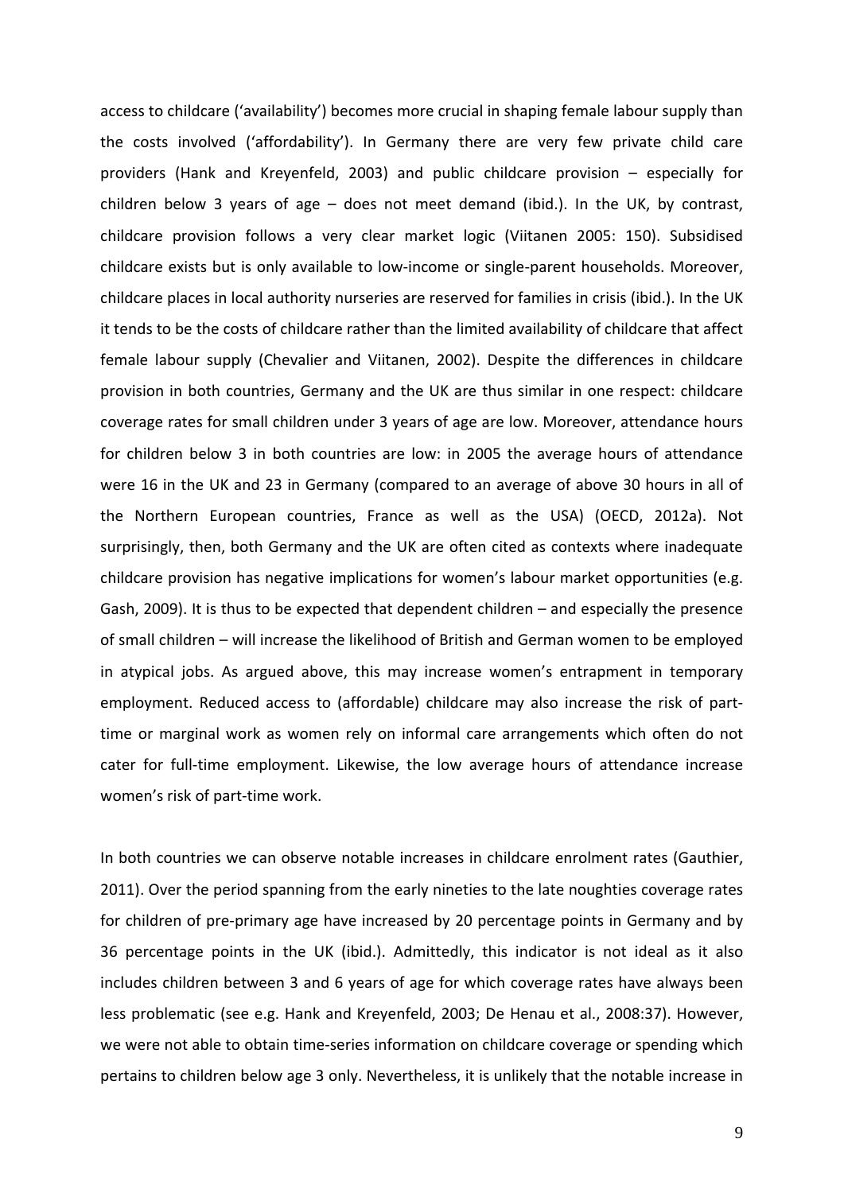access to childcare ('availability') becomes more crucial in shaping female labour supply than the costs involved ('affordability'). In Germany there are very few private child care providers (Hank and Kreyenfeld, 2003) and public childcare provision – especially for children below 3 years of age – does not meet demand (ibid.). In the UK, by contrast, childcare provision follows a very clear market logic (Viitanen 2005: 150). Subsidised childcare exists but is only available to low-income or single-parent households. Moreover, childcare places in local authority nurseries are reserved for families in crisis (ibid.). In the UK it tends to be the costs of childcare rather than the limited availability of childcare that affect female labour supply (Chevalier and Viitanen, 2002). Despite the differences in childcare provision in both countries, Germany and the UK are thus similar in one respect: childcare coverage rates for small children under 3 years of age are low. Moreover, attendance hours for children below 3 in both countries are low: in 2005 the average hours of attendance were 16 in the UK and 23 in Germany (compared to an average of above 30 hours in all of the Northern European countries, France as well as the USA) (OECD, 2012a). Not surprisingly, then, both Germany and the UK are often cited as contexts where inadequate childcare provision has negative implications for women's labour market opportunities (e.g. Gash, 2009). It is thus to be expected that dependent children – and especially the presence of small children – will increase the likelihood of British and German women to be employed in atypical jobs. As argued above, this may increase women's entrapment in temporary employment. Reduced access to (affordable) childcare may also increase the risk of part-time or marginal work as women rely on informal care arrangements which often do not cater for full-time employment. Likewise, the low average hours of attendance increase women's risk of part-time work.

In both countries we can observe notable increases in childcare enrolment rates (Gauthier, 2011). Over the period spanning from the early nineties to the late noughties coverage rates for children of pre-primary age have increased by 20 percentage points in Germany and by 36 percentage points in the UK (ibid.). Admittedly, this indicator is not ideal as it also includes children between 3 and 6 years of age for which coverage rates have always been less problematic (see e.g. Hank and Kreyenfeld, 2003; De Henau et al., 2008:37). However, we were not able to obtain time-series information on childcare coverage or spending which pertains to children below age 3 only. Nevertheless, it is unlikely that the notable increase in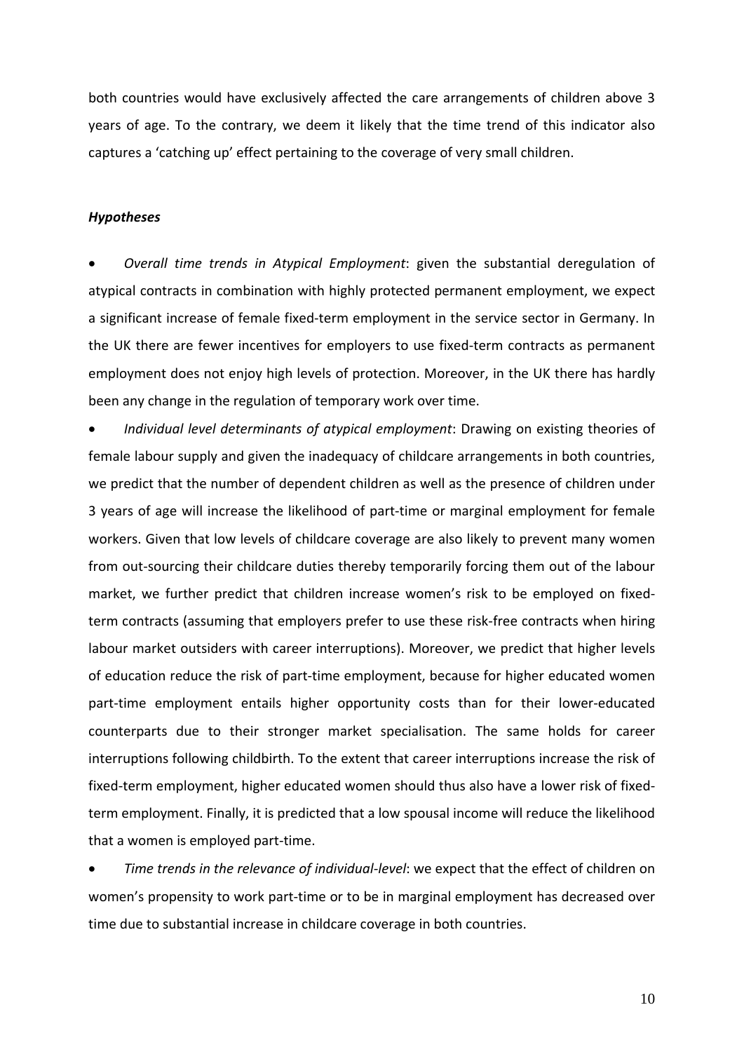both countries would have exclusively affected the care arrangements of children above 3 years of age. To the contrary, we deem it likely that the time trend of this indicator also captures a 'catching up' effect pertaining to the coverage of very small children.

***Hypotheses***

- *Overall time trends in Atypical Employment*: given the substantial deregulation of atypical contracts in combination with highly protected permanent employment, we expect a significant increase of female fixed-term employment in the service sector in Germany. In the UK there are fewer incentives for employers to use fixed-term contracts as permanent employment does not enjoy high levels of protection. Moreover, in the UK there has hardly been any change in the regulation of temporary work over time.
- *Individual level determinants of atypical employment*: Drawing on existing theories of female labour supply and given the inadequacy of childcare arrangements in both countries, we predict that the number of dependent children as well as the presence of children under 3 years of age will increase the likelihood of part-time or marginal employment for female workers. Given that low levels of childcare coverage are also likely to prevent many women from out-sourcing their childcare duties thereby temporarily forcing them out of the labour market, we further predict that children increase women's risk to be employed on fixed-term contracts (assuming that employers prefer to use these risk-free contracts when hiring labour market outsiders with career interruptions). Moreover, we predict that higher levels of education reduce the risk of part-time employment, because for higher educated women part-time employment entails higher opportunity costs than for their lower-educated counterparts due to their stronger market specialisation. The same holds for career interruptions following childbirth. To the extent that career interruptions increase the risk of fixed-term employment, higher educated women should thus also have a lower risk of fixed-term employment. Finally, it is predicted that a low spousal income will reduce the likelihood that a women is employed part-time.
- *Time trends in the relevance of individual-level*: we expect that the effect of children on women's propensity to work part-time or to be in marginal employment has decreased over time due to substantial increase in childcare coverage in both countries.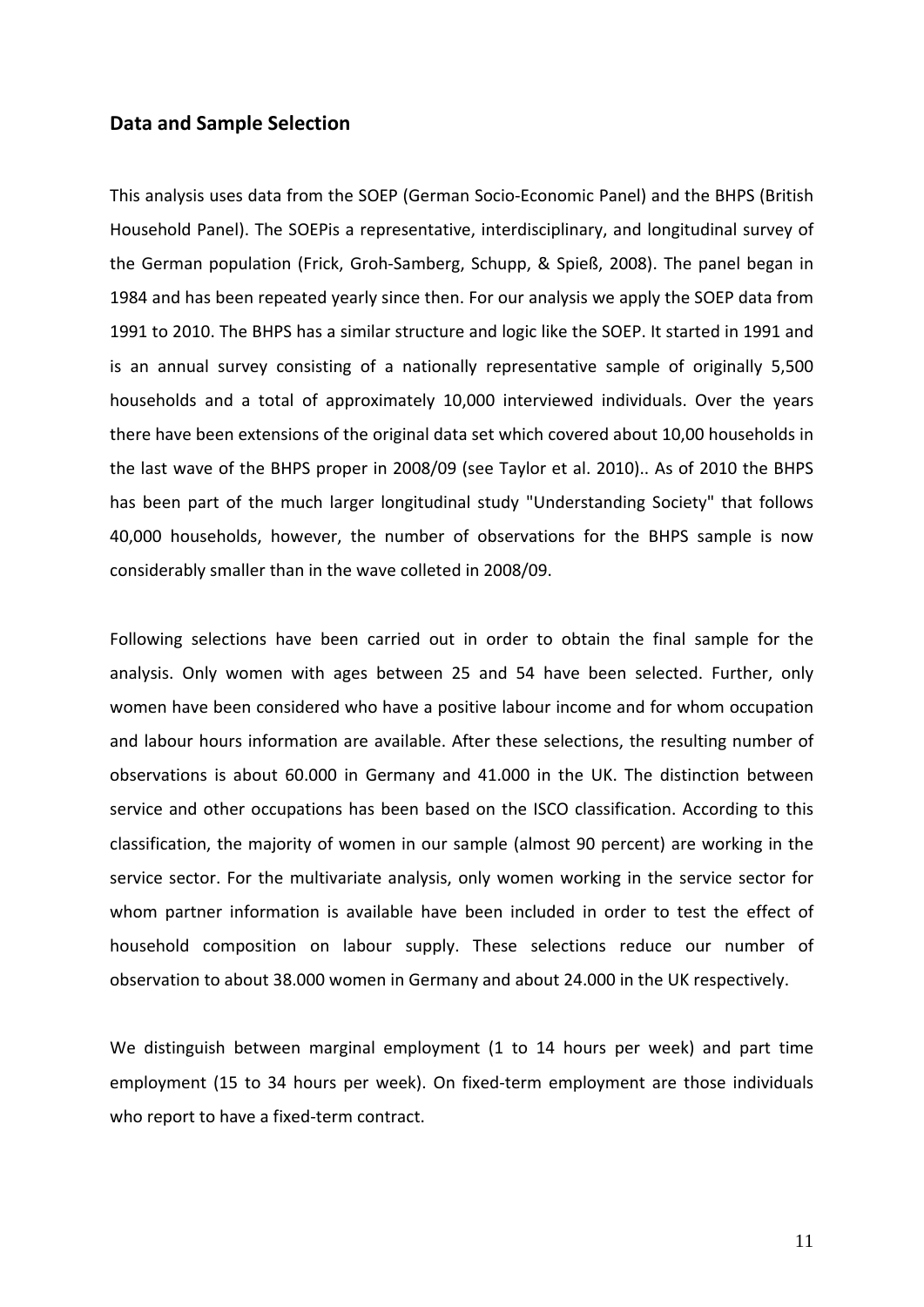## Data and Sample Selection

This analysis uses data from the SOEP (German Socio-Economic Panel) and the BHPS (British Household Panel). The SOEPis a representative, interdisciplinary, and longitudinal survey of the German population (Frick, Groh-Samberg, Schupp, & Spieß, 2008). The panel began in 1984 and has been repeated yearly since then. For our analysis we apply the SOEP data from 1991 to 2010. The BHPS has a similar structure and logic like the SOEP. It started in 1991 and is an annual survey consisting of a nationally representative sample of originally 5,500 households and a total of approximately 10,000 interviewed individuals. Over the years there have been extensions of the original data set which covered about 10,00 households in the last wave of the BHPS proper in 2008/09 (see Taylor et al. 2010).. As of 2010 the BHPS has been part of the much larger longitudinal study "Understanding Society" that follows 40,000 households, however, the number of observations for the BHPS sample is now considerably smaller than in the wave colleted in 2008/09.

Following selections have been carried out in order to obtain the final sample for the analysis. Only women with ages between 25 and 54 have been selected. Further, only women have been considered who have a positive labour income and for whom occupation and labour hours information are available. After these selections, the resulting number of observations is about 60.000 in Germany and 41.000 in the UK. The distinction between service and other occupations has been based on the ISCO classification. According to this classification, the majority of women in our sample (almost 90 percent) are working in the service sector. For the multivariate analysis, only women working in the service sector for whom partner information is available have been included in order to test the effect of household composition on labour supply. These selections reduce our number of observation to about 38.000 women in Germany and about 24.000 in the UK respectively.

We distinguish between marginal employment (1 to 14 hours per week) and part time employment (15 to 34 hours per week). On fixed-term employment are those individuals who report to have a fixed-term contract.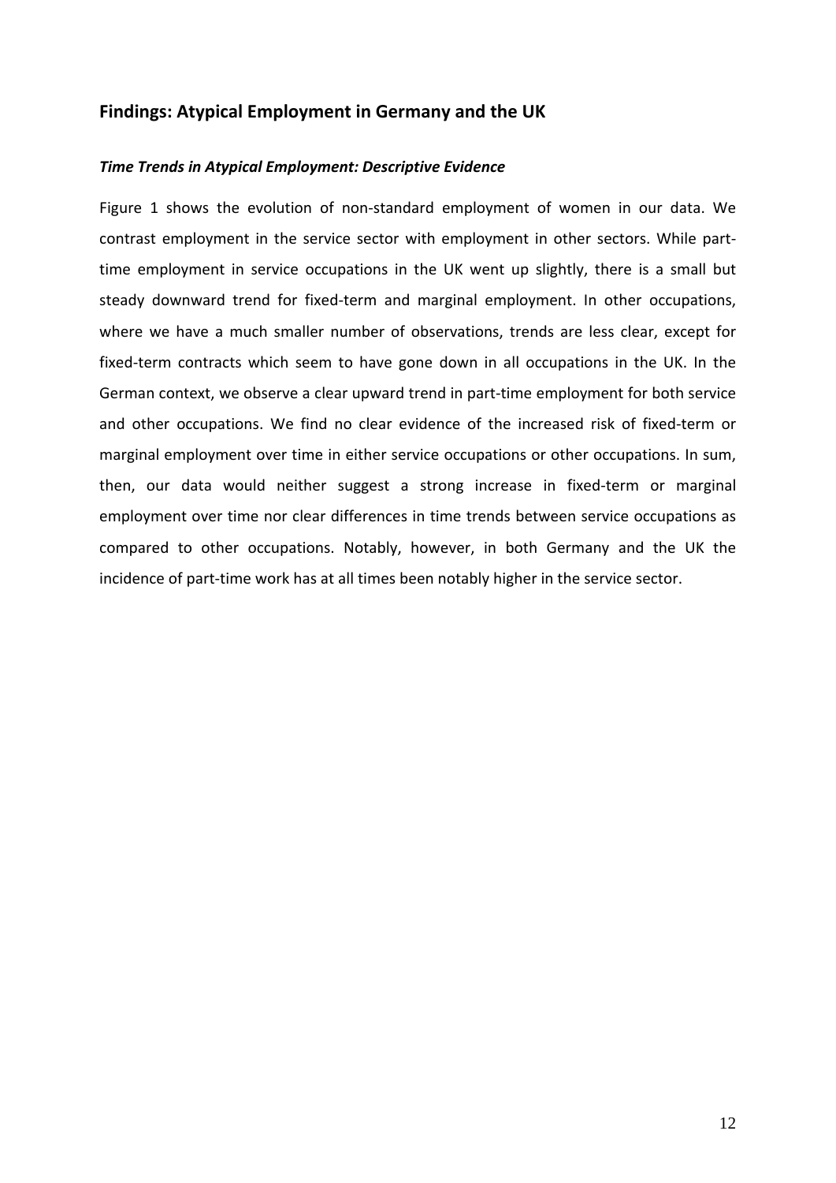## Findings: Atypical Employment in Germany and the UK

### *Time Trends in Atypical Employment: Descriptive Evidence*

Figure 1 shows the evolution of non-standard employment of women in our data. We contrast employment in the service sector with employment in other sectors. While part-time employment in service occupations in the UK went up slightly, there is a small but steady downward trend for fixed-term and marginal employment. In other occupations, where we have a much smaller number of observations, trends are less clear, except for fixed-term contracts which seem to have gone down in all occupations in the UK. In the German context, we observe a clear upward trend in part-time employment for both service and other occupations. We find no clear evidence of the increased risk of fixed-term or marginal employment over time in either service occupations or other occupations. In sum, then, our data would neither suggest a strong increase in fixed-term or marginal employment over time nor clear differences in time trends between service occupations as compared to other occupations. Notably, however, in both Germany and the UK the incidence of part-time work has at all times been notably higher in the service sector.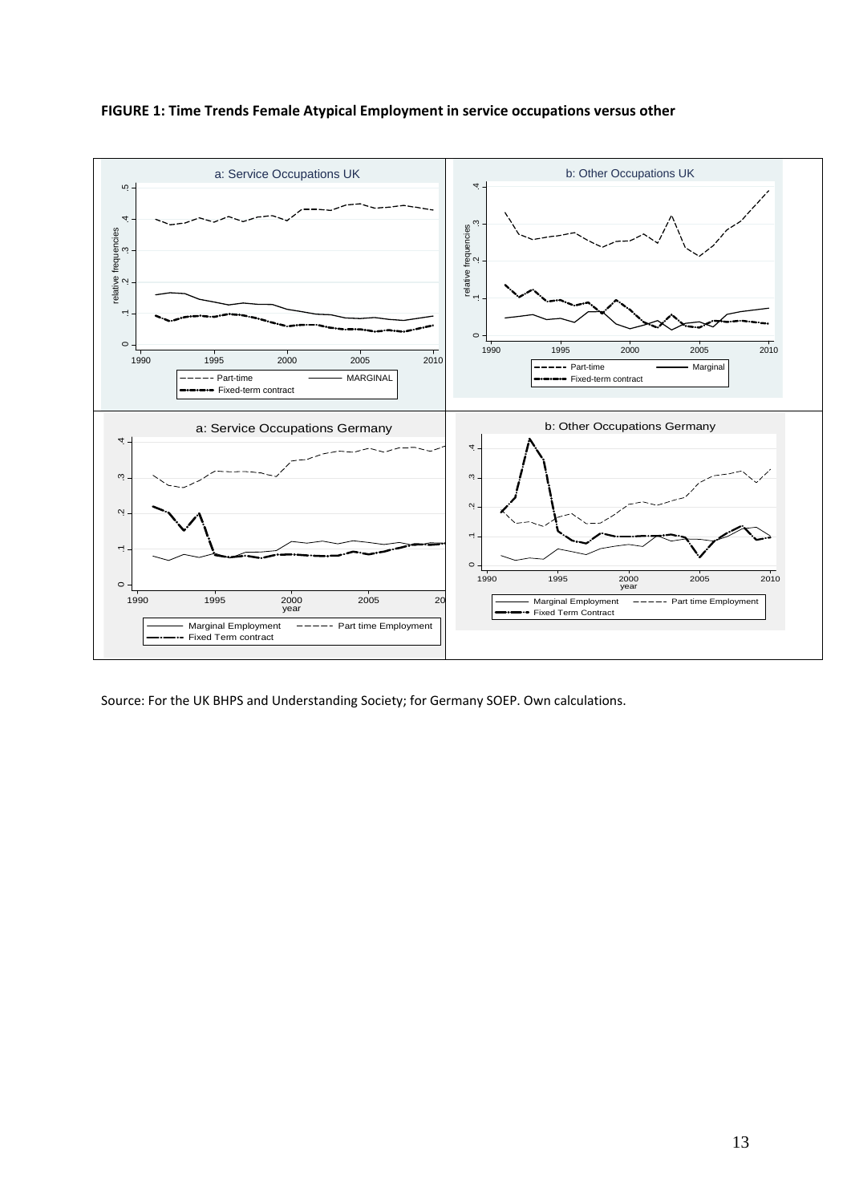**FIGURE 1: Time Trends Female Atypical Employment in service occupations versus other**

Source: For the UK BHPS and Understanding Society; for Germany SOEP. Own calculations.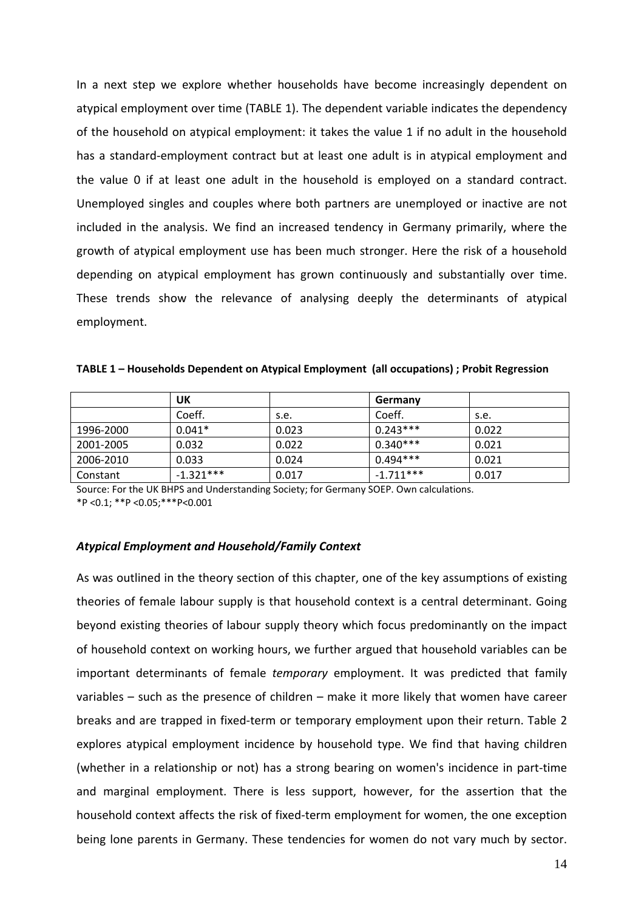In a next step we explore whether households have become increasingly dependent on atypical employment over time (TABLE 1). The dependent variable indicates the dependency of the household on atypical employment: it takes the value 1 if no adult in the household has a standard-employment contract but at least one adult is in atypical employment and the value 0 if at least one adult in the household is employed on a standard contract. Unemployed singles and couples where both partners are unemployed or inactive are not included in the analysis. We find an increased tendency in Germany primarily, where the growth of atypical employment use has been much stronger. Here the risk of a household depending on atypical employment has grown continuously and substantially over time. These trends show the relevance of analysing deeply the determinants of atypical employment.

**TABLE 1 – Households Dependent on Atypical Employment (all occupations) ; Probit Regression**

| | **UK** | | **Germany** | |
|---|---|---|---|---|
| | Coeff. | s.e. | Coeff. | s.e. |
| 1996-2000 | 0.041* | 0.023 | 0.243*** | 0.022 |
| 2001-2005 | 0.032 | 0.022 | 0.340*** | 0.021 |
| 2006-2010 | 0.033 | 0.024 | 0.494*** | 0.021 |
| Constant | -1.321*** | 0.017 | -1.711*** | 0.017 |

Source: For the UK BHPS and Understanding Society; for Germany SOEP. Own calculations.
*P <0.1; **P <0.05;***P<0.001

### *Atypical Employment and Household/Family Context*

As was outlined in the theory section of this chapter, one of the key assumptions of existing theories of female labour supply is that household context is a central determinant. Going beyond existing theories of labour supply theory which focus predominantly on the impact of household context on working hours, we further argued that household variables can be important determinants of female *temporary* employment. It was predicted that family variables – such as the presence of children – make it more likely that women have career breaks and are trapped in fixed-term or temporary employment upon their return. Table 2 explores atypical employment incidence by household type. We find that having children (whether in a relationship or not) has a strong bearing on women's incidence in part-time and marginal employment. There is less support, however, for the assertion that the household context affects the risk of fixed-term employment for women, the one exception being lone parents in Germany. These tendencies for women do not vary much by sector.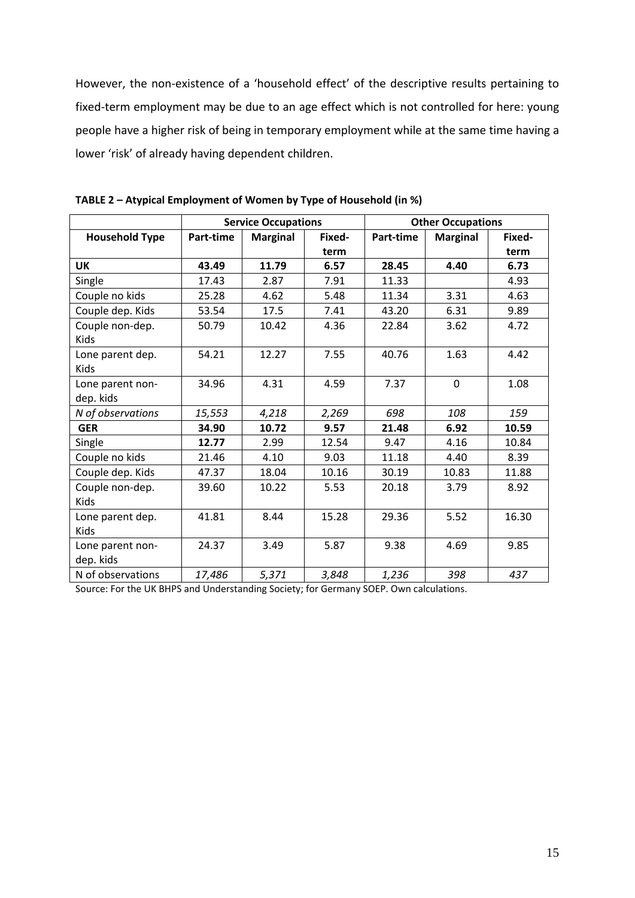However, the non-existence of a 'household effect' of the descriptive results pertaining to fixed-term employment may be due to an age effect which is not controlled for here: young people have a higher risk of being in temporary employment while at the same time having a lower 'risk' of already having dependent children.

**TABLE 2 – Atypical Employment of Women by Type of Household (in %)**

| | Service Occupations | | | Other Occupations | | |
|---|---|---|---|---|---|---|
| **Household Type** | **Part-time** | **Marginal** | **Fixed-term** | **Part-time** | **Marginal** | **Fixed-term** |
| **UK** | **43.49** | **11.79** | **6.57** | **28.45** | **4.40** | **6.73** |
| Single | 17.43 | 2.87 | 7.91 | 11.33 | | 4.93 |
| Couple no kids | 25.28 | 4.62 | 5.48 | 11.34 | 3.31 | 4.63 |
| Couple dep. Kids | 53.54 | 17.5 | 7.41 | 43.20 | 6.31 | 9.89 |
| Couple non-dep. Kids | 50.79 | 10.42 | 4.36 | 22.84 | 3.62 | 4.72 |
| Lone parent dep. Kids | 54.21 | 12.27 | 7.55 | 40.76 | 1.63 | 4.42 |
| Lone parent non-dep. kids | 34.96 | 4.31 | 4.59 | 7.37 | 0 | 1.08 |
| *N of observations* | *15,553* | *4,218* | *2,269* | *698* | *108* | *159* |
| **GER** | **34.90** | **10.72** | **9.57** | **21.48** | **6.92** | **10.59** |
| Single | **12.77** | 2.99 | 12.54 | 9.47 | 4.16 | 10.84 |
| Couple no kids | 21.46 | 4.10 | 9.03 | 11.18 | 4.40 | 8.39 |
| Couple dep. Kids | 47.37 | 18.04 | 10.16 | 30.19 | 10.83 | 11.88 |
| Couple non-dep. Kids | 39.60 | 10.22 | 5.53 | 20.18 | 3.79 | 8.92 |
| Lone parent dep. Kids | 41.81 | 8.44 | 15.28 | 29.36 | 5.52 | 16.30 |
| Lone parent non-dep. kids | 24.37 | 3.49 | 5.87 | 9.38 | 4.69 | 9.85 |
| N of observations | *17,486* | *5,371* | *3,848* | *1,236* | *398* | *437* |

Source: For the UK BHPS and Understanding Society; for Germany SOEP. Own calculations.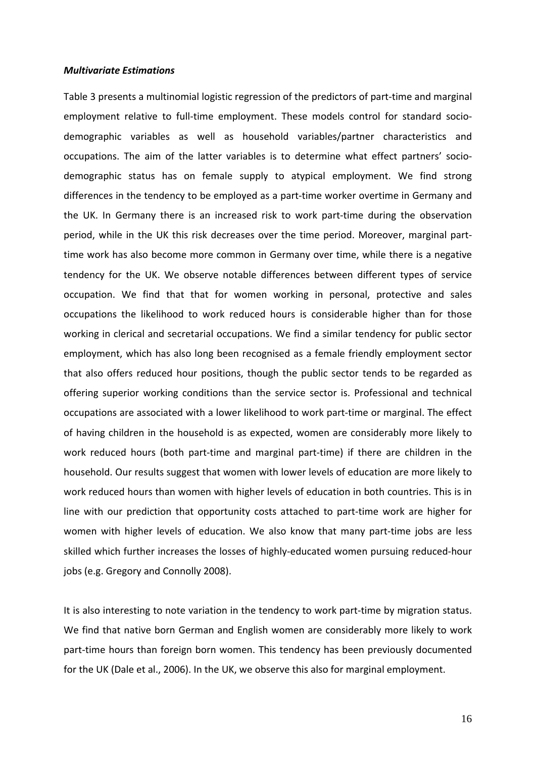***Multivariate Estimations***

Table 3 presents a multinomial logistic regression of the predictors of part-time and marginal employment relative to full-time employment. These models control for standard socio-demographic variables as well as household variables/partner characteristics and occupations. The aim of the latter variables is to determine what effect partners' socio-demographic status has on female supply to atypical employment. We find strong differences in the tendency to be employed as a part-time worker overtime in Germany and the UK. In Germany there is an increased risk to work part-time during the observation period, while in the UK this risk decreases over the time period. Moreover, marginal part-time work has also become more common in Germany over time, while there is a negative tendency for the UK. We observe notable differences between different types of service occupation. We find that that for women working in personal, protective and sales occupations the likelihood to work reduced hours is considerable higher than for those working in clerical and secretarial occupations. We find a similar tendency for public sector employment, which has also long been recognised as a female friendly employment sector that also offers reduced hour positions, though the public sector tends to be regarded as offering superior working conditions than the service sector is. Professional and technical occupations are associated with a lower likelihood to work part-time or marginal. The effect of having children in the household is as expected, women are considerably more likely to work reduced hours (both part-time and marginal part-time) if there are children in the household. Our results suggest that women with lower levels of education are more likely to work reduced hours than women with higher levels of education in both countries. This is in line with our prediction that opportunity costs attached to part-time work are higher for women with higher levels of education. We also know that many part-time jobs are less skilled which further increases the losses of highly-educated women pursuing reduced-hour jobs (e.g. Gregory and Connolly 2008).

It is also interesting to note variation in the tendency to work part-time by migration status. We find that native born German and English women are considerably more likely to work part-time hours than foreign born women. This tendency has been previously documented for the UK (Dale et al., 2006). In the UK, we observe this also for marginal employment.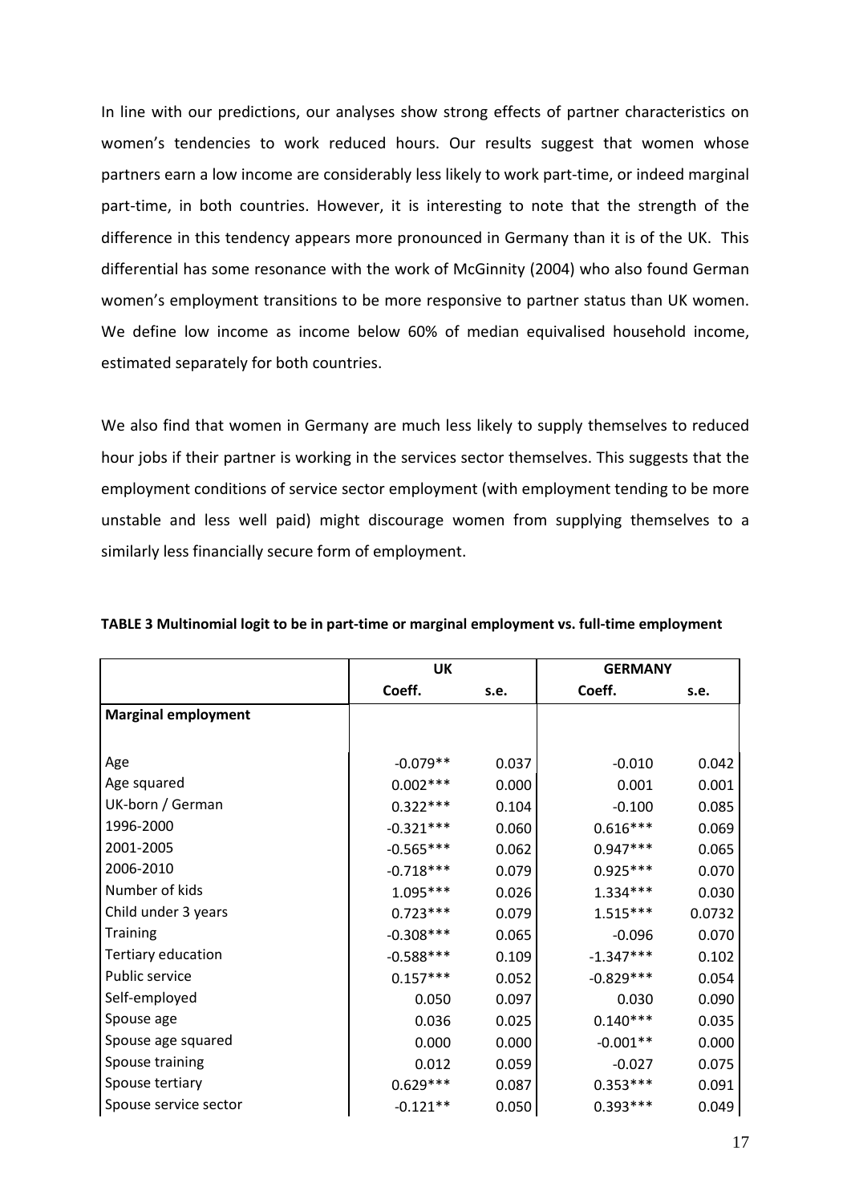In line with our predictions, our analyses show strong effects of partner characteristics on women's tendencies to work reduced hours. Our results suggest that women whose partners earn a low income are considerably less likely to work part-time, or indeed marginal part-time, in both countries. However, it is interesting to note that the strength of the difference in this tendency appears more pronounced in Germany than it is of the UK. This differential has some resonance with the work of McGinnity (2004) who also found German women's employment transitions to be more responsive to partner status than UK women. We define low income as income below 60% of median equivalised household income, estimated separately for both countries.

We also find that women in Germany are much less likely to supply themselves to reduced hour jobs if their partner is working in the services sector themselves. This suggests that the employment conditions of service sector employment (with employment tending to be more unstable and less well paid) might discourage women from supplying themselves to a similarly less financially secure form of employment.

**TABLE 3 Multinomial logit to be in part-time or marginal employment vs. full-time employment**

| | UK | | GERMANY | |
|---|---|---|---|---|
| | Coeff. | s.e. | Coeff. | s.e. |
| **Marginal employment** | | | | |
| Age | -0.079** | 0.037 | -0.010 | 0.042 |
| Age squared | 0.002*** | 0.000 | 0.001 | 0.001 |
| UK-born / German | 0.322*** | 0.104 | -0.100 | 0.085 |
| 1996-2000 | -0.321*** | 0.060 | 0.616*** | 0.069 |
| 2001-2005 | -0.565*** | 0.062 | 0.947*** | 0.065 |
| 2006-2010 | -0.718*** | 0.079 | 0.925*** | 0.070 |
| Number of kids | 1.095*** | 0.026 | 1.334*** | 0.030 |
| Child under 3 years | 0.723*** | 0.079 | 1.515*** | 0.0732 |
| Training | -0.308*** | 0.065 | -0.096 | 0.070 |
| Tertiary education | -0.588*** | 0.109 | -1.347*** | 0.102 |
| Public service | 0.157*** | 0.052 | -0.829*** | 0.054 |
| Self-employed | 0.050 | 0.097 | 0.030 | 0.090 |
| Spouse age | 0.036 | 0.025 | 0.140*** | 0.035 |
| Spouse age squared | 0.000 | 0.000 | -0.001** | 0.000 |
| Spouse training | 0.012 | 0.059 | -0.027 | 0.075 |
| Spouse tertiary | 0.629*** | 0.087 | 0.353*** | 0.091 |
| Spouse service sector | -0.121** | 0.050 | 0.393*** | 0.049 |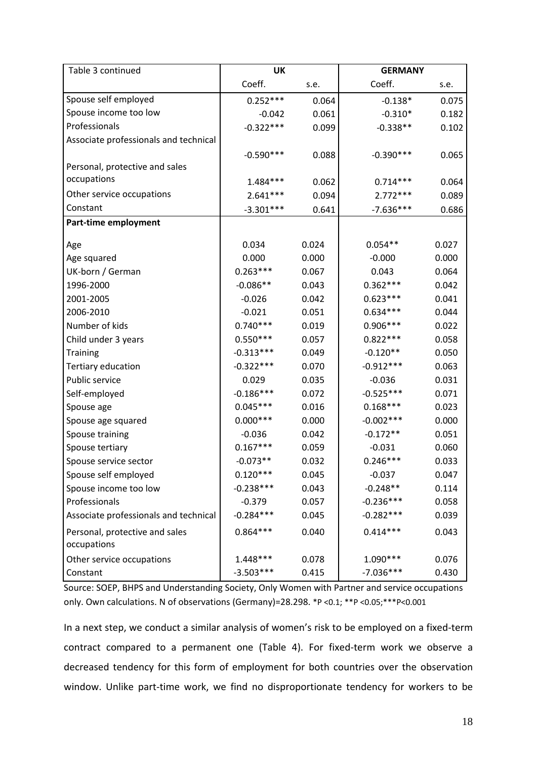| Table 3 continued | UK | | GERMANY | |
|---|---|---|---|---|
| | Coeff. | s.e. | Coeff. | s.e. |
| Spouse self employed | 0.252*** | 0.064 | -0.138* | 0.075 |
| Spouse income too low | -0.042 | 0.061 | -0.310* | 0.182 |
| Professionals | -0.322*** | 0.099 | -0.338** | 0.102 |
| Associate professionals and technical | -0.590*** | 0.088 | -0.390*** | 0.065 |
| Personal, protective and sales occupations | 1.484*** | 0.062 | 0.714*** | 0.064 |
| Other service occupations | 2.641*** | 0.094 | 2.772*** | 0.089 |
| Constant | -3.301*** | 0.641 | -7.636*** | 0.686 |
| **Part-time employment** | | | | |
| Age | 0.034 | 0.024 | 0.054** | 0.027 |
| Age squared | 0.000 | 0.000 | -0.000 | 0.000 |
| UK-born / German | 0.263*** | 0.067 | 0.043 | 0.064 |
| 1996-2000 | -0.086** | 0.043 | 0.362*** | 0.042 |
| 2001-2005 | -0.026 | 0.042 | 0.623*** | 0.041 |
| 2006-2010 | -0.021 | 0.051 | 0.634*** | 0.044 |
| Number of kids | 0.740*** | 0.019 | 0.906*** | 0.022 |
| Child under 3 years | 0.550*** | 0.057 | 0.822*** | 0.058 |
| Training | -0.313*** | 0.049 | -0.120** | 0.050 |
| Tertiary education | -0.322*** | 0.070 | -0.912*** | 0.063 |
| Public service | 0.029 | 0.035 | -0.036 | 0.031 |
| Self-employed | -0.186*** | 0.072 | -0.525*** | 0.071 |
| Spouse age | 0.045*** | 0.016 | 0.168*** | 0.023 |
| Spouse age squared | 0.000*** | 0.000 | -0.002*** | 0.000 |
| Spouse training | -0.036 | 0.042 | -0.172** | 0.051 |
| Spouse tertiary | 0.167*** | 0.059 | -0.031 | 0.060 |
| Spouse service sector | -0.073** | 0.032 | 0.246*** | 0.033 |
| Spouse self employed | 0.120*** | 0.045 | -0.037 | 0.047 |
| Spouse income too low | -0.238*** | 0.043 | -0.248** | 0.114 |
| Professionals | -0.379 | 0.057 | -0.236*** | 0.058 |
| Associate professionals and technical | -0.284*** | 0.045 | -0.282*** | 0.039 |
| Personal, protective and sales occupations | 0.864*** | 0.040 | 0.414*** | 0.043 |
| Other service occupations | 1.448*** | 0.078 | 1.090*** | 0.076 |
| Constant | -3.503*** | 0.415 | -7.036*** | 0.430 |

Source: SOEP, BHPS and Understanding Society, Only Women with Partner and service occupations only. Own calculations. N of observations (Germany)=28.298. *P <0.1; **P <0.05;***P<0.001

In a next step, we conduct a similar analysis of women's risk to be employed on a fixed-term contract compared to a permanent one (Table 4). For fixed-term work we observe a decreased tendency for this form of employment for both countries over the observation window. Unlike part-time work, we find no disproportionate tendency for workers to be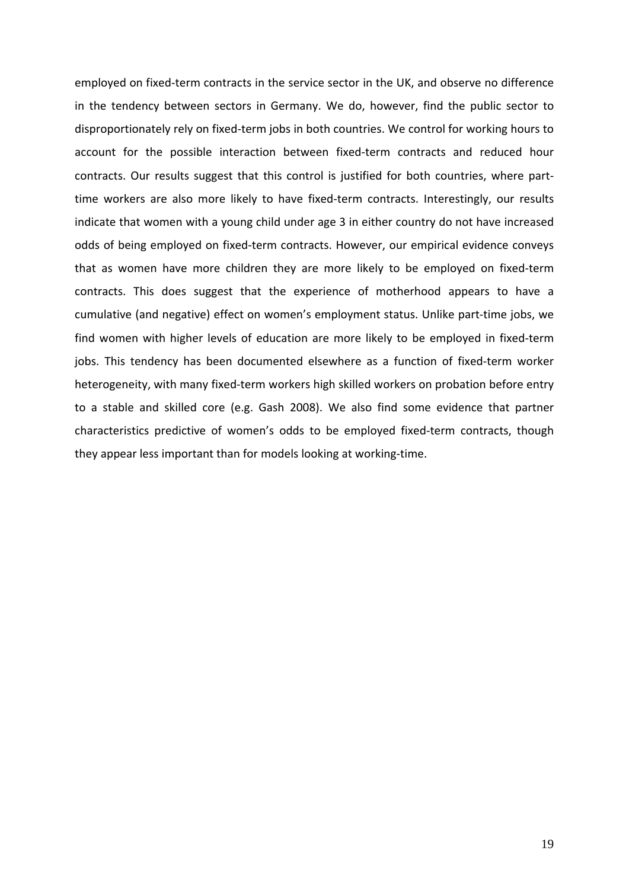employed on fixed-term contracts in the service sector in the UK, and observe no difference in the tendency between sectors in Germany. We do, however, find the public sector to disproportionately rely on fixed-term jobs in both countries. We control for working hours to account for the possible interaction between fixed-term contracts and reduced hour contracts. Our results suggest that this control is justified for both countries, where part-time workers are also more likely to have fixed-term contracts. Interestingly, our results indicate that women with a young child under age 3 in either country do not have increased odds of being employed on fixed-term contracts. However, our empirical evidence conveys that as women have more children they are more likely to be employed on fixed-term contracts. This does suggest that the experience of motherhood appears to have a cumulative (and negative) effect on women's employment status. Unlike part-time jobs, we find women with higher levels of education are more likely to be employed in fixed-term jobs. This tendency has been documented elsewhere as a function of fixed-term worker heterogeneity, with many fixed-term workers high skilled workers on probation before entry to a stable and skilled core (e.g. Gash 2008). We also find some evidence that partner characteristics predictive of women's odds to be employed fixed-term contracts, though they appear less important than for models looking at working-time.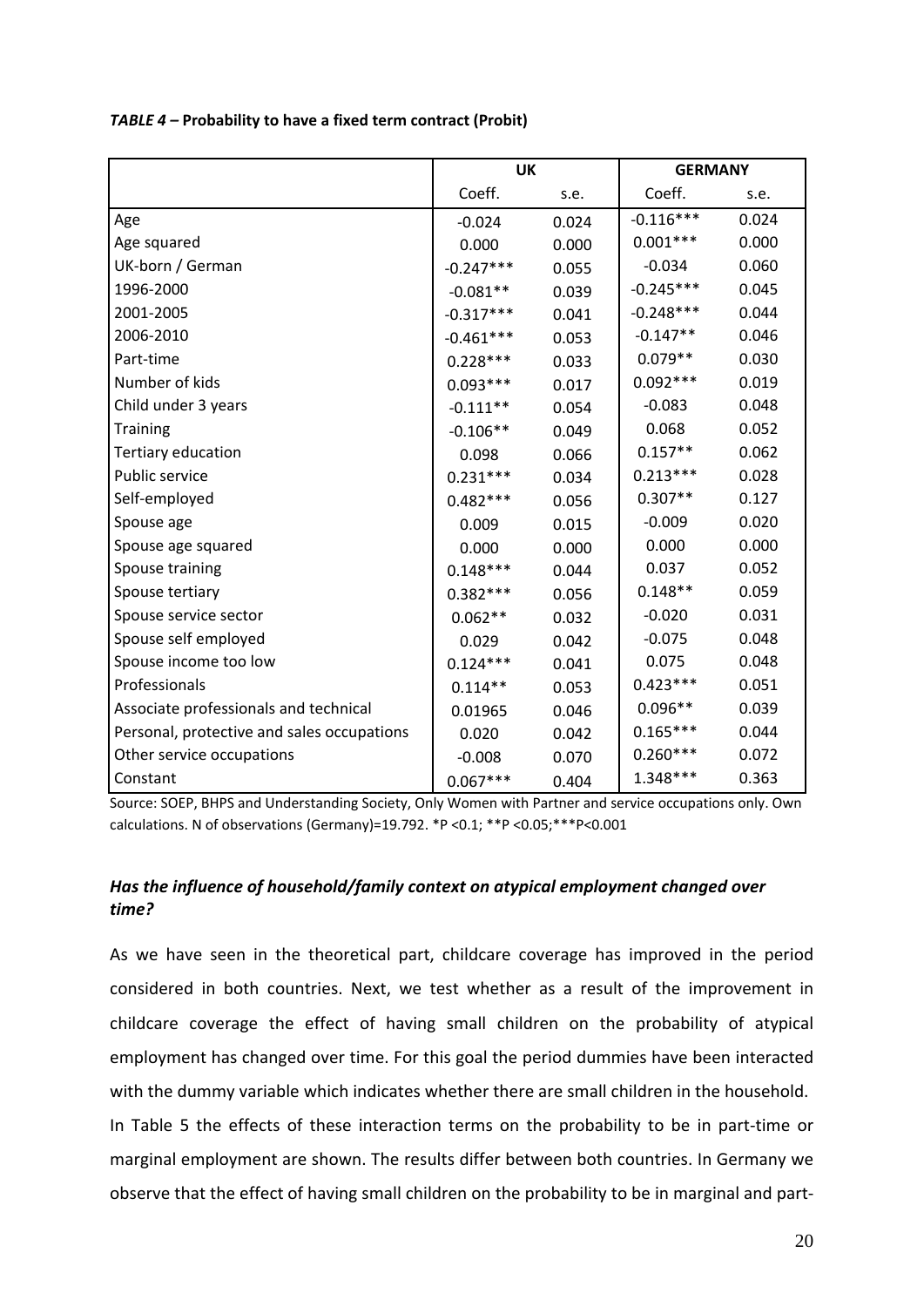***TABLE 4* – Probability to have a fixed term contract (Probit)**

| | UK | | GERMANY | |
|---|---|---|---|---|
| | Coeff. | s.e. | Coeff. | s.e. |
| Age | -0.024 | 0.024 | -0.116*** | 0.024 |
| Age squared | 0.000 | 0.000 | 0.001*** | 0.000 |
| UK-born / German | -0.247*** | 0.055 | -0.034 | 0.060 |
| 1996-2000 | -0.081** | 0.039 | -0.245*** | 0.045 |
| 2001-2005 | -0.317*** | 0.041 | -0.248*** | 0.044 |
| 2006-2010 | -0.461*** | 0.053 | -0.147** | 0.046 |
| Part-time | 0.228*** | 0.033 | 0.079** | 0.030 |
| Number of kids | 0.093*** | 0.017 | 0.092*** | 0.019 |
| Child under 3 years | -0.111** | 0.054 | -0.083 | 0.048 |
| Training | -0.106** | 0.049 | 0.068 | 0.052 |
| Tertiary education | 0.098 | 0.066 | 0.157** | 0.062 |
| Public service | 0.231*** | 0.034 | 0.213*** | 0.028 |
| Self-employed | 0.482*** | 0.056 | 0.307** | 0.127 |
| Spouse age | 0.009 | 0.015 | -0.009 | 0.020 |
| Spouse age squared | 0.000 | 0.000 | 0.000 | 0.000 |
| Spouse training | 0.148*** | 0.044 | 0.037 | 0.052 |
| Spouse tertiary | 0.382*** | 0.056 | 0.148** | 0.059 |
| Spouse service sector | 0.062** | 0.032 | -0.020 | 0.031 |
| Spouse self employed | 0.029 | 0.042 | -0.075 | 0.048 |
| Spouse income too low | 0.124*** | 0.041 | 0.075 | 0.048 |
| Professionals | 0.114** | 0.053 | 0.423*** | 0.051 |
| Associate professionals and technical | 0.01965 | 0.046 | 0.096** | 0.039 |
| Personal, protective and sales occupations | 0.020 | 0.042 | 0.165*** | 0.044 |
| Other service occupations | -0.008 | 0.070 | 0.260*** | 0.072 |
| Constant | 0.067*** | 0.404 | 1.348*** | 0.363 |

Source: SOEP, BHPS and Understanding Society, Only Women with Partner and service occupations only. Own calculations. N of observations (Germany)=19.792. *P <0.1; **P <0.05;***P<0.001

### *Has the influence of household/family context on atypical employment changed over time?*

As we have seen in the theoretical part, childcare coverage has improved in the period considered in both countries. Next, we test whether as a result of the improvement in childcare coverage the effect of having small children on the probability of atypical employment has changed over time. For this goal the period dummies have been interacted with the dummy variable which indicates whether there are small children in the household. In Table 5 the effects of these interaction terms on the probability to be in part-time or marginal employment are shown. The results differ between both countries. In Germany we observe that the effect of having small children on the probability to be in marginal and part-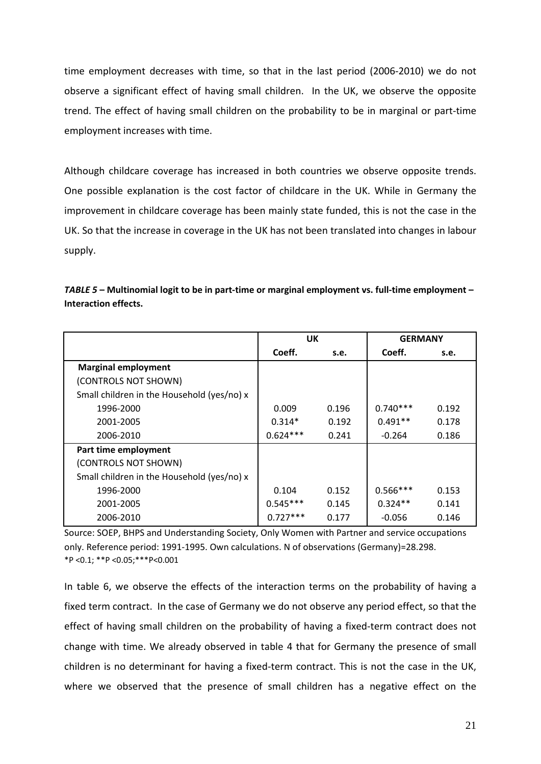time employment decreases with time, so that in the last period (2006-2010) we do not observe a significant effect of having small children. In the UK, we observe the opposite trend. The effect of having small children on the probability to be in marginal or part-time employment increases with time.

Although childcare coverage has increased in both countries we observe opposite trends. One possible explanation is the cost factor of childcare in the UK. While in Germany the improvement in childcare coverage has been mainly state funded, this is not the case in the UK. So that the increase in coverage in the UK has not been translated into changes in labour supply.

***TABLE 5* – Multinomial logit to be in part-time or marginal employment vs. full-time employment – Interaction effects.**

| | UK | | GERMANY | |
|---|---|---|---|---|
| | **Coeff.** | **s.e.** | **Coeff.** | **s.e.** |
| **Marginal employment** | | | | |
| (CONTROLS NOT SHOWN) | | | | |
| Small children in the Household (yes/no) x | | | | |
| 1996-2000 | 0.009 | 0.196 | 0.740*** | 0.192 |
| 2001-2005 | 0.314* | 0.192 | 0.491** | 0.178 |
| 2006-2010 | 0.624*** | 0.241 | -0.264 | 0.186 |
| **Part time employment** | | | | |
| (CONTROLS NOT SHOWN) | | | | |
| Small children in the Household (yes/no) x | | | | |
| 1996-2000 | 0.104 | 0.152 | 0.566*** | 0.153 |
| 2001-2005 | 0.545*** | 0.145 | 0.324** | 0.141 |
| 2006-2010 | 0.727*** | 0.177 | -0.056 | 0.146 |

Source: SOEP, BHPS and Understanding Society, Only Women with Partner and service occupations only. Reference period: 1991-1995. Own calculations. N of observations (Germany)=28.298.
*P <0.1; **P <0.05;***P<0.001

In table 6, we observe the effects of the interaction terms on the probability of having a fixed term contract. In the case of Germany we do not observe any period effect, so that the effect of having small children on the probability of having a fixed-term contract does not change with time. We already observed in table 4 that for Germany the presence of small children is no determinant for having a fixed-term contract. This is not the case in the UK, where we observed that the presence of small children has a negative effect on the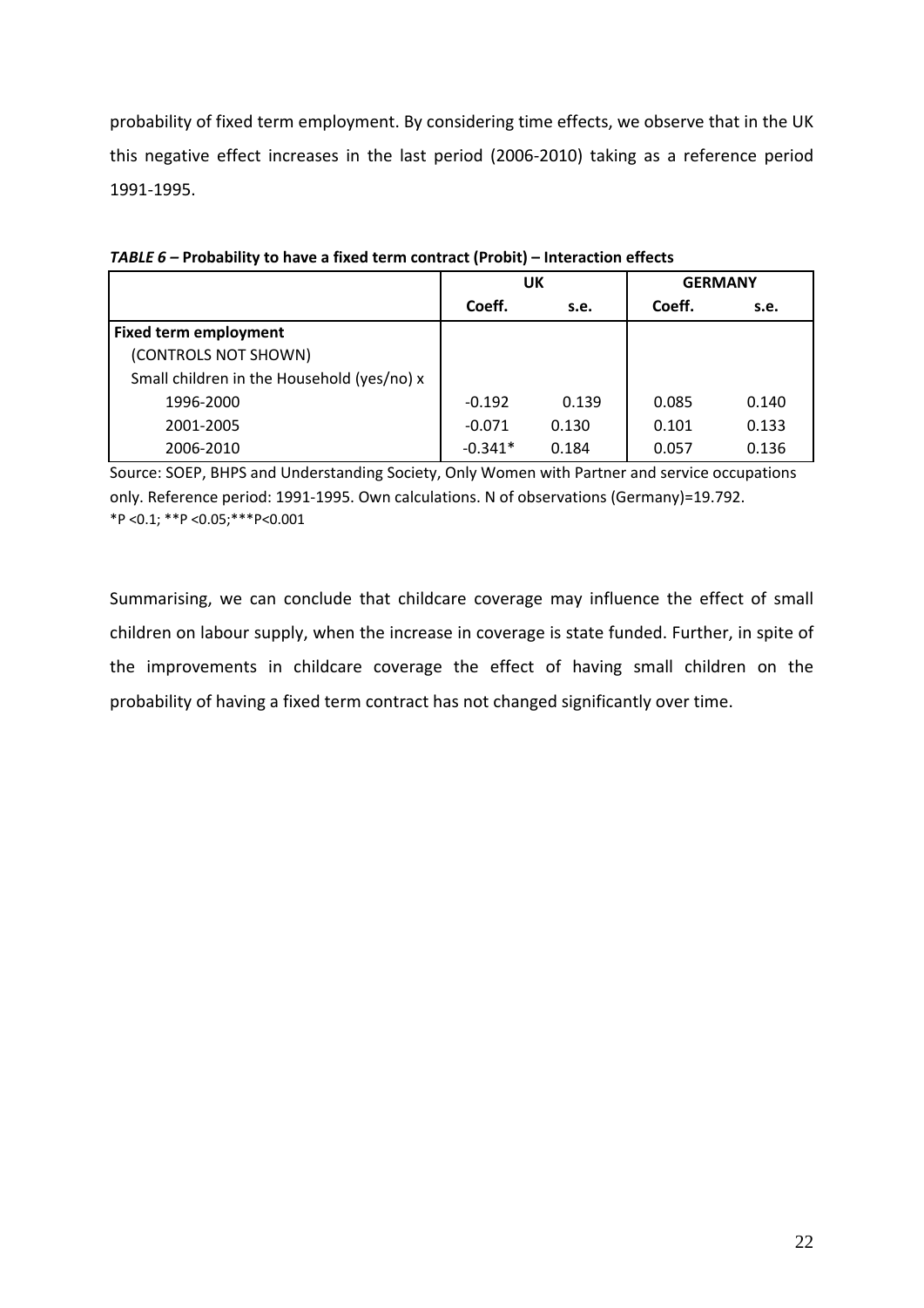probability of fixed term employment. By considering time effects, we observe that in the UK this negative effect increases in the last period (2006-2010) taking as a reference period 1991-1995.

***TABLE 6*** **– Probability to have a fixed term contract (Probit) – Interaction effects**

| | UK | | GERMANY | |
|---|---|---|---|---|
| | **Coeff.** | **s.e.** | **Coeff.** | **s.e.** |
| **Fixed term employment** | | | | |
| (CONTROLS NOT SHOWN) | | | | |
| Small children in the Household (yes/no) x | | | | |
| 1996-2000 | -0.192 | 0.139 | 0.085 | 0.140 |
| 2001-2005 | -0.071 | 0.130 | 0.101 | 0.133 |
| 2006-2010 | -0.341* | 0.184 | 0.057 | 0.136 |

Source: SOEP, BHPS and Understanding Society, Only Women with Partner and service occupations only. Reference period: 1991-1995. Own calculations. N of observations (Germany)=19.792.
*P <0.1; **P <0.05;***P<0.001

Summarising, we can conclude that childcare coverage may influence the effect of small children on labour supply, when the increase in coverage is state funded. Further, in spite of the improvements in childcare coverage the effect of having small children on the probability of having a fixed term contract has not changed significantly over time.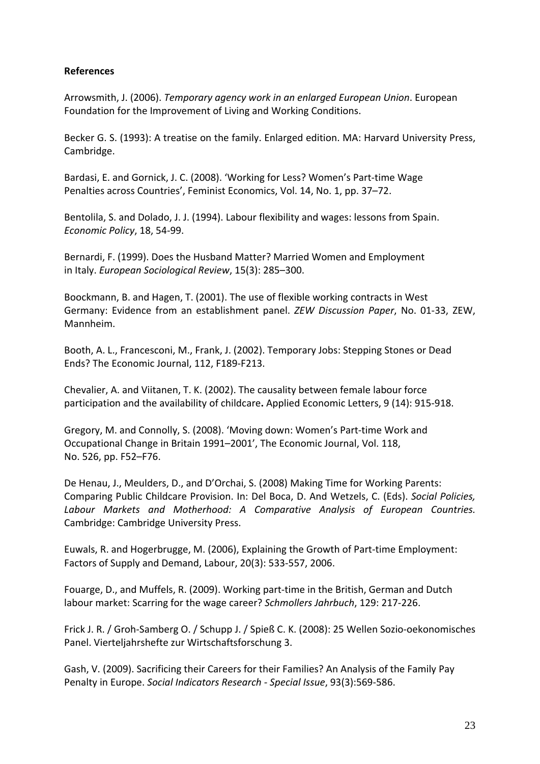**References**

Arrowsmith, J. (2006). *Temporary agency work in an enlarged European Union*. European Foundation for the Improvement of Living and Working Conditions.

Becker G. S. (1993): A treatise on the family. Enlarged edition. MA: Harvard University Press, Cambridge.

Bardasi, E. and Gornick, J. C. (2008). 'Working for Less? Women's Part-time Wage Penalties across Countries', Feminist Economics, Vol. 14, No. 1, pp. 37–72.

Bentolila, S. and Dolado, J. J. (1994). Labour flexibility and wages: lessons from Spain. *Economic Policy*, 18, 54-99.

Bernardi, F. (1999). Does the Husband Matter? Married Women and Employment in Italy. *European Sociological Review*, 15(3): 285–300.

Boockmann, B. and Hagen, T. (2001). The use of flexible working contracts in West Germany: Evidence from an establishment panel. *ZEW Discussion Paper*, No. 01-33, ZEW, Mannheim.

Booth, A. L., Francesconi, M., Frank, J. (2002). Temporary Jobs: Stepping Stones or Dead Ends? The Economic Journal, 112, F189-F213.

Chevalier, A. and Viitanen, T. K. (2002). The causality between female labour force participation and the availability of childcare**.** Applied Economic Letters, 9 (14): 915-918.

Gregory, M. and Connolly, S. (2008). 'Moving down: Women's Part-time Work and Occupational Change in Britain 1991–2001', The Economic Journal, Vol. 118, No. 526, pp. F52–F76.

De Henau, J., Meulders, D., and D'Orchai, S. (2008) Making Time for Working Parents: Comparing Public Childcare Provision. In: Del Boca, D. And Wetzels, C. (Eds). *Social Policies, Labour Markets and Motherhood: A Comparative Analysis of European Countries.* Cambridge: Cambridge University Press.

Euwals, R. and Hogerbrugge, M. (2006), Explaining the Growth of Part-time Employment: Factors of Supply and Demand, Labour, 20(3): 533-557, 2006.

Fouarge, D., and Muffels, R. (2009). Working part-time in the British, German and Dutch labour market: Scarring for the wage career? *Schmollers Jahrbuch*, 129: 217-226.

Frick J. R. / Groh-Samberg O. / Schupp J. / Spieß C. K. (2008): 25 Wellen Sozio-oekonomisches Panel. Vierteljahrshefte zur Wirtschaftsforschung 3.

Gash, V. (2009). Sacrificing their Careers for their Families? An Analysis of the Family Pay Penalty in Europe. *Social Indicators Research - Special Issue*, 93(3):569-586.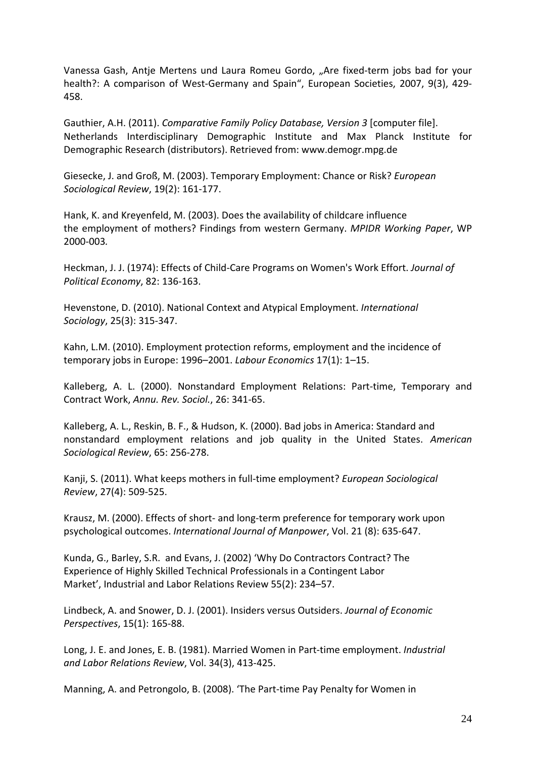Vanessa Gash, Antje Mertens und Laura Romeu Gordo, „Are fixed-term jobs bad for your health?: A comparison of West-Germany and Spain“, European Societies, 2007, 9(3), 429-458.

Gauthier, A.H. (2011). *Comparative Family Policy Database, Version 3* [computer file]. Netherlands Interdisciplinary Demographic Institute and Max Planck Institute for Demographic Research (distributors). Retrieved from: www.demogr.mpg.de

Giesecke, J. and Groß, M. (2003). Temporary Employment: Chance or Risk? *European Sociological Review*, 19(2): 161-177.

Hank, K. and Kreyenfeld, M. (2003). Does the availability of childcare influence the employment of mothers? Findings from western Germany. *MPIDR Working Paper*, WP 2000-003.

Heckman, J. J. (1974): Effects of Child-Care Programs on Women's Work Effort. *Journal of Political Economy*, 82: 136-163.

Hevenstone, D. (2010). National Context and Atypical Employment. *International Sociology*, 25(3): 315-347.

Kahn, L.M. (2010). Employment protection reforms, employment and the incidence of temporary jobs in Europe: 1996–2001. *Labour Economics* 17(1): 1–15.

Kalleberg, A. L. (2000). Nonstandard Employment Relations: Part-time, Temporary and Contract Work, *Annu. Rev. Sociol.*, 26: 341-65.

Kalleberg, A. L., Reskin, B. F., & Hudson, K. (2000). Bad jobs in America: Standard and nonstandard employment relations and job quality in the United States. *American Sociological Review*, 65: 256-278.

Kanji, S. (2011). What keeps mothers in full-time employment? *European Sociological Review*, 27(4): 509-525.

Krausz, M. (2000). Effects of short- and long-term preference for temporary work upon psychological outcomes. *International Journal of Manpower*, Vol. 21 (8): 635-647.

Kunda, G., Barley, S.R. and Evans, J. (2002) 'Why Do Contractors Contract? The Experience of Highly Skilled Technical Professionals in a Contingent Labor Market', Industrial and Labor Relations Review 55(2): 234–57.

Lindbeck, A. and Snower, D. J. (2001). Insiders versus Outsiders. *Journal of Economic Perspectives*, 15(1): 165-88.

Long, J. E. and Jones, E. B. (1981). Married Women in Part-time employment. *Industrial and Labor Relations Review*, Vol. 34(3), 413-425.

Manning, A. and Petrongolo, B. (2008). 'The Part-time Pay Penalty for Women in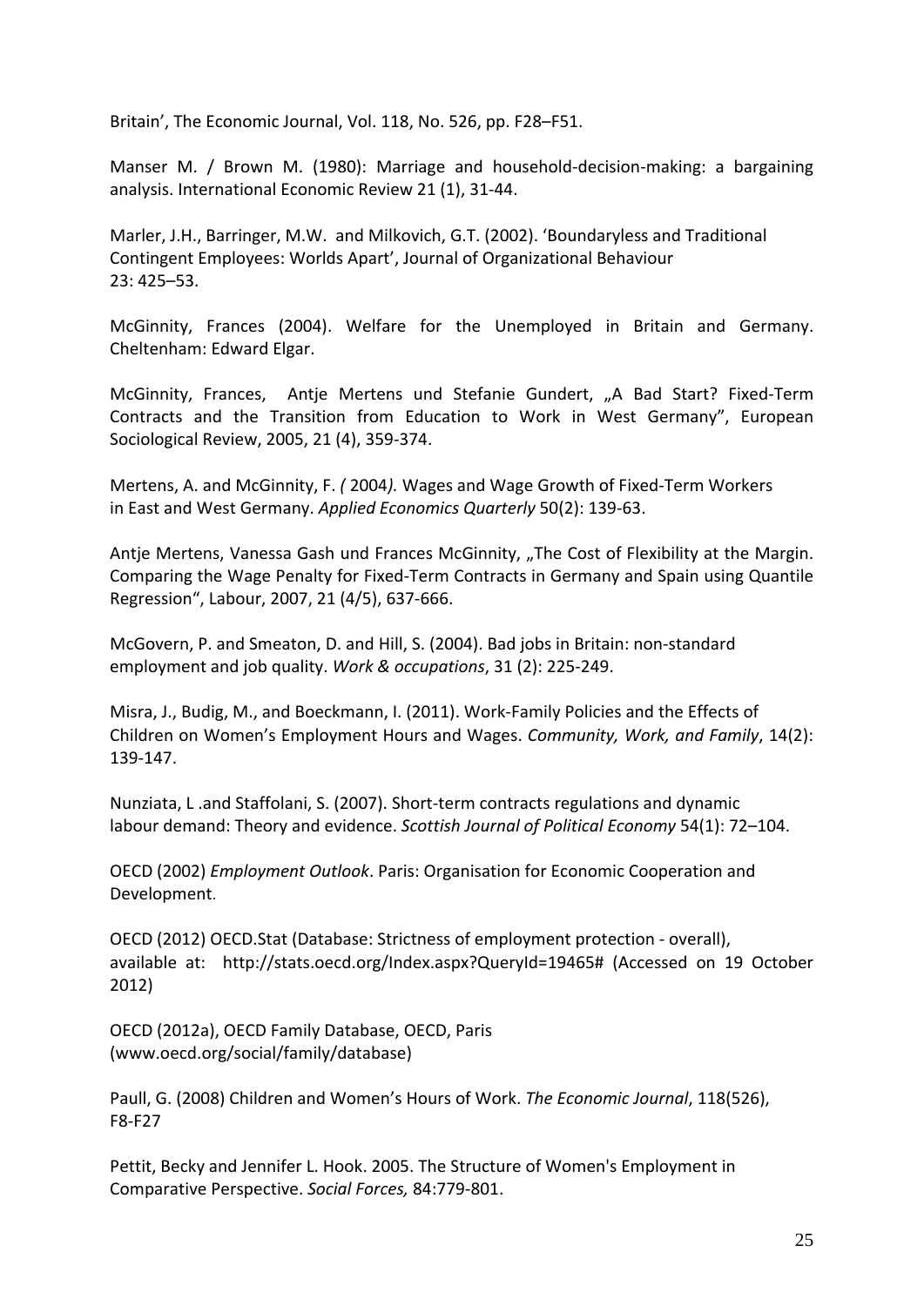Britain', The Economic Journal, Vol. 118, No. 526, pp. F28–F51.

Manser M. / Brown M. (1980): Marriage and household-decision-making: a bargaining analysis. International Economic Review 21 (1), 31-44.

Marler, J.H., Barringer, M.W. and Milkovich, G.T. (2002). 'Boundaryless and Traditional Contingent Employees: Worlds Apart', Journal of Organizational Behaviour 23: 425–53.

McGinnity, Frances (2004). Welfare for the Unemployed in Britain and Germany. Cheltenham: Edward Elgar.

McGinnity, Frances, Antje Mertens und Stefanie Gundert, „A Bad Start? Fixed-Term Contracts and the Transition from Education to Work in West Germany", European Sociological Review, 2005, 21 (4), 359-374.

Mertens, A. and McGinnity, F. *(* 2004*).* Wages and Wage Growth of Fixed-Term Workers in East and West Germany. *Applied Economics Quarterly* 50(2): 139-63.

Antje Mertens, Vanessa Gash und Frances McGinnity, „The Cost of Flexibility at the Margin. Comparing the Wage Penalty for Fixed-Term Contracts in Germany and Spain using Quantile Regression", Labour, 2007, 21 (4/5), 637-666.

McGovern, P. and Smeaton, D. and Hill, S. (2004). Bad jobs in Britain: non-standard employment and job quality. *Work & occupations*, 31 (2): 225-249.

Misra, J., Budig, M., and Boeckmann, I. (2011). Work-Family Policies and the Effects of Children on Women's Employment Hours and Wages. *Community, Work, and Family*, 14(2): 139-147.

Nunziata, L .and Staffolani, S. (2007). Short-term contracts regulations and dynamic labour demand: Theory and evidence. *Scottish Journal of Political Economy* 54(1): 72–104.

OECD (2002) *Employment Outlook*. Paris: Organisation for Economic Cooperation and Development.

OECD (2012) OECD.Stat (Database: Strictness of employment protection - overall), available at: http://stats.oecd.org/Index.aspx?QueryId=19465# (Accessed on 19 October 2012)

OECD (2012a), OECD Family Database, OECD, Paris (www.oecd.org/social/family/database)

Paull, G. (2008) Children and Women's Hours of Work. *The Economic Journal*, 118(526), F8-F27

Pettit, Becky and Jennifer L. Hook. 2005. The Structure of Women's Employment in Comparative Perspective. *Social Forces,* 84:779-801.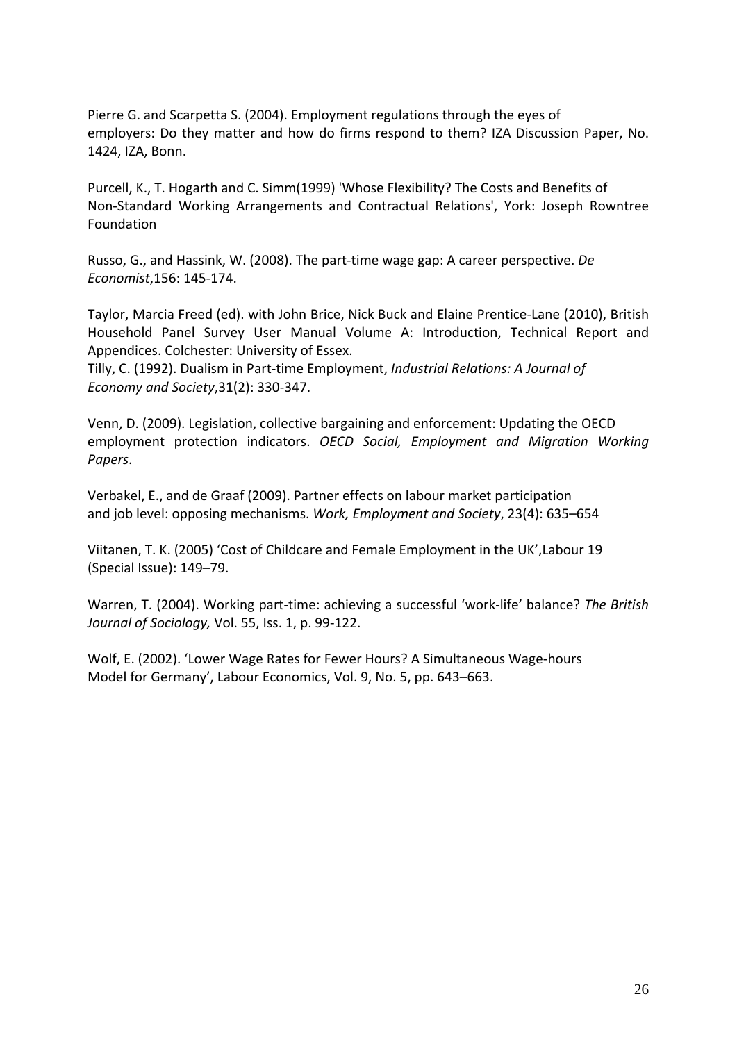Pierre G. and Scarpetta S. (2004). Employment regulations through the eyes of employers: Do they matter and how do firms respond to them? IZA Discussion Paper, No. 1424, IZA, Bonn.

Purcell, K., T. Hogarth and C. Simm(1999) 'Whose Flexibility? The Costs and Benefits of Non-Standard Working Arrangements and Contractual Relations', York: Joseph Rowntree Foundation

Russo, G., and Hassink, W. (2008). The part-time wage gap: A career perspective. *De Economist*,156: 145-174.

Taylor, Marcia Freed (ed). with John Brice, Nick Buck and Elaine Prentice-Lane (2010), British Household Panel Survey User Manual Volume A: Introduction, Technical Report and Appendices. Colchester: University of Essex.
Tilly, C. (1992). Dualism in Part-time Employment, *Industrial Relations: A Journal of Economy and Society*,31(2): 330-347.

Venn, D. (2009). Legislation, collective bargaining and enforcement: Updating the OECD employment protection indicators. *OECD Social, Employment and Migration Working Papers*.

Verbakel, E., and de Graaf (2009). Partner effects on labour market participation and job level: opposing mechanisms. *Work, Employment and Society*, 23(4): 635–654

Viitanen, T. K. (2005) 'Cost of Childcare and Female Employment in the UK',Labour 19 (Special Issue): 149–79.

Warren, T. (2004). Working part-time: achieving a successful 'work-life' balance? *The British Journal of Sociology,* Vol. 55, Iss. 1, p. 99-122.

Wolf, E. (2002). 'Lower Wage Rates for Fewer Hours? A Simultaneous Wage-hours Model for Germany', Labour Economics, Vol. 9, No. 5, pp. 643–663.